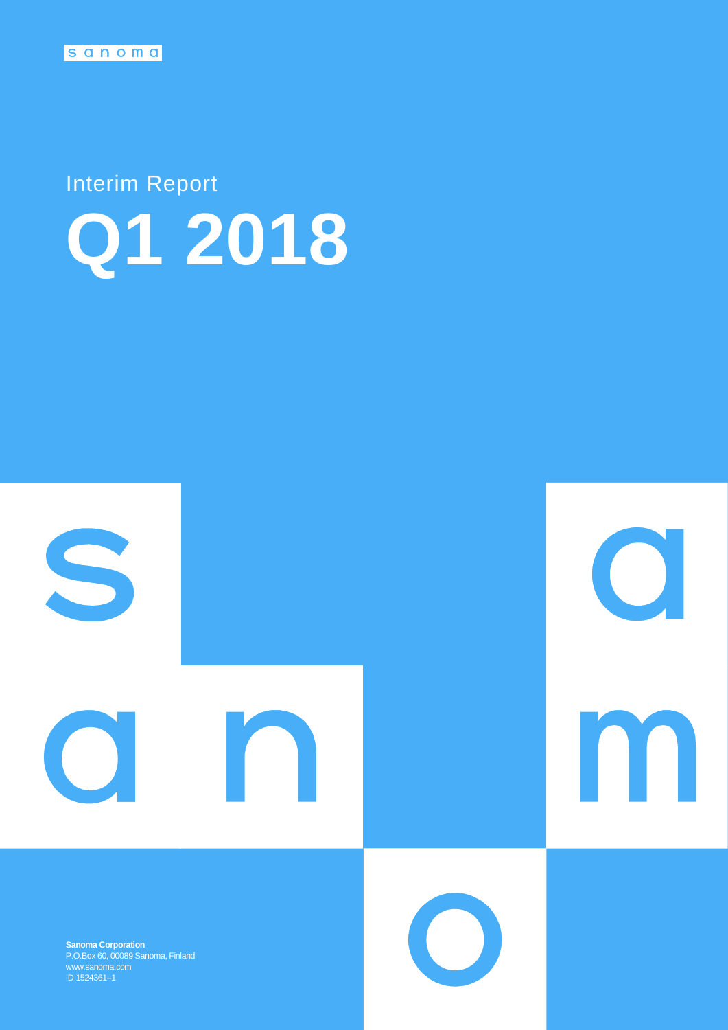sanoma

Interim Report

# Q1 2018

**Sanoma Corporation**
P.O.Box 60, 00089 Sanoma, Finland
www.sanoma.com
ID 1524361–1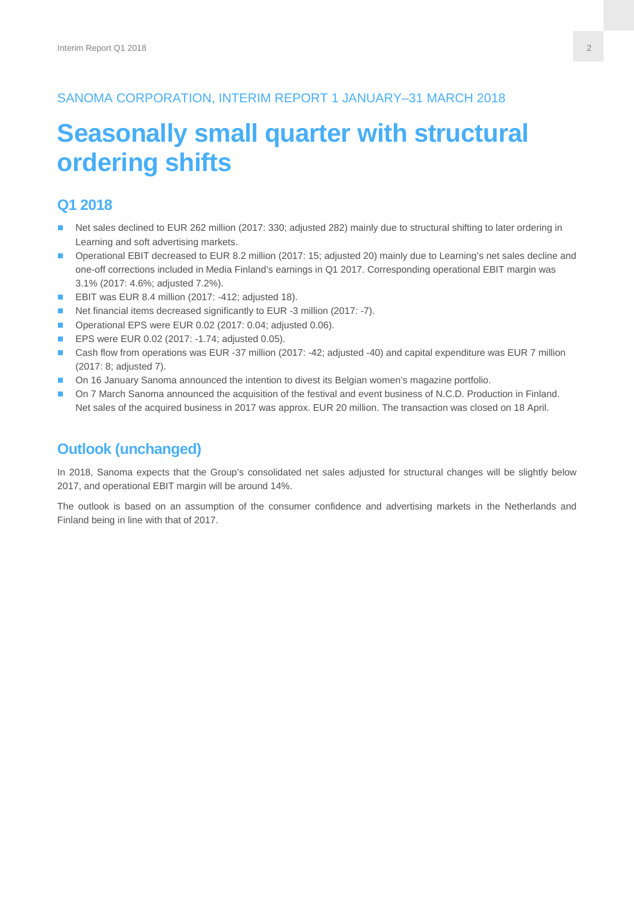SANOMA CORPORATION, INTERIM REPORT 1 JANUARY–31 MARCH 2018

# Seasonally small quarter with structural ordering shifts

## Q1 2018

- Net sales declined to EUR 262 million (2017: 330; adjusted 282) mainly due to structural shifting to later ordering in Learning and soft advertising markets.
- Operational EBIT decreased to EUR 8.2 million (2017: 15; adjusted 20) mainly due to Learning's net sales decline and one-off corrections included in Media Finland's earnings in Q1 2017. Corresponding operational EBIT margin was 3.1% (2017: 4.6%; adjusted 7.2%).
- EBIT was EUR 8.4 million (2017: -412; adjusted 18).
- Net financial items decreased significantly to EUR -3 million (2017: -7).
- Operational EPS were EUR 0.02 (2017: 0.04; adjusted 0.06).
- EPS were EUR 0.02 (2017: -1.74; adjusted 0.05).
- Cash flow from operations was EUR -37 million (2017: -42; adjusted -40) and capital expenditure was EUR 7 million (2017: 8; adjusted 7).
- On 16 January Sanoma announced the intention to divest its Belgian women's magazine portfolio.
- On 7 March Sanoma announced the acquisition of the festival and event business of N.C.D. Production in Finland. Net sales of the acquired business in 2017 was approx. EUR 20 million. The transaction was closed on 18 April.

## Outlook (unchanged)

In 2018, Sanoma expects that the Group's consolidated net sales adjusted for structural changes will be slightly below 2017, and operational EBIT margin will be around 14%.

The outlook is based on an assumption of the consumer confidence and advertising markets in the Netherlands and Finland being in line with that of 2017.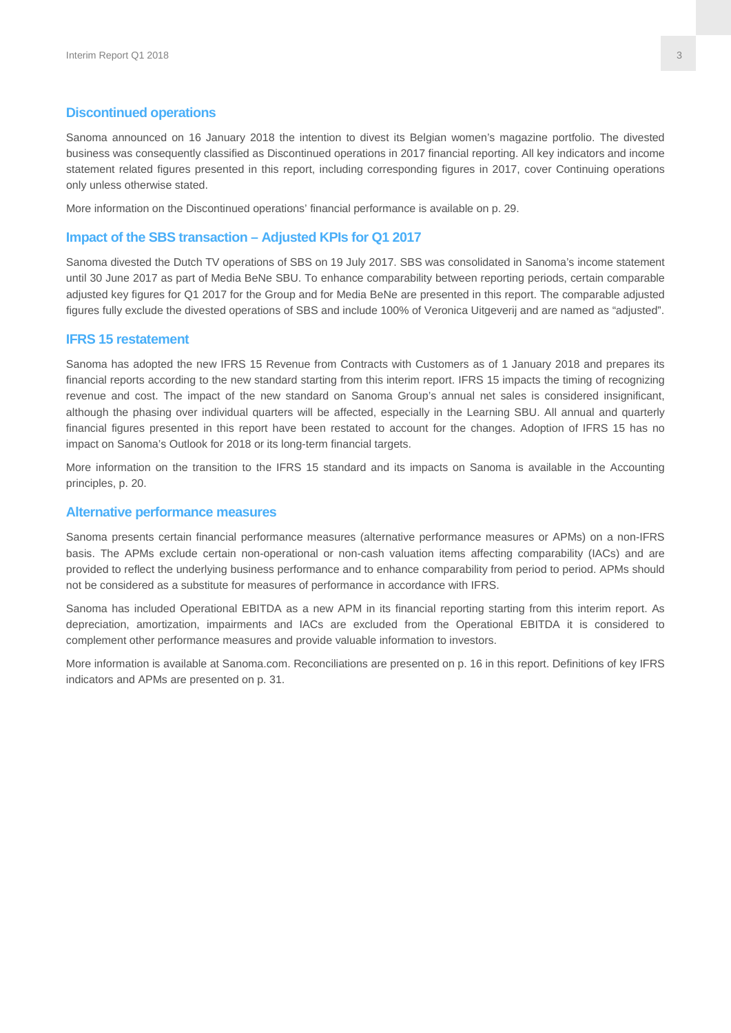## Discontinued operations

Sanoma announced on 16 January 2018 the intention to divest its Belgian women's magazine portfolio. The divested business was consequently classified as Discontinued operations in 2017 financial reporting. All key indicators and income statement related figures presented in this report, including corresponding figures in 2017, cover Continuing operations only unless otherwise stated.

More information on the Discontinued operations' financial performance is available on p. 29.

## Impact of the SBS transaction – Adjusted KPIs for Q1 2017

Sanoma divested the Dutch TV operations of SBS on 19 July 2017. SBS was consolidated in Sanoma's income statement until 30 June 2017 as part of Media BeNe SBU. To enhance comparability between reporting periods, certain comparable adjusted key figures for Q1 2017 for the Group and for Media BeNe are presented in this report. The comparable adjusted figures fully exclude the divested operations of SBS and include 100% of Veronica Uitgeverij and are named as "adjusted".

## IFRS 15 restatement

Sanoma has adopted the new IFRS 15 Revenue from Contracts with Customers as of 1 January 2018 and prepares its financial reports according to the new standard starting from this interim report. IFRS 15 impacts the timing of recognizing revenue and cost. The impact of the new standard on Sanoma Group's annual net sales is considered insignificant, although the phasing over individual quarters will be affected, especially in the Learning SBU. All annual and quarterly financial figures presented in this report have been restated to account for the changes. Adoption of IFRS 15 has no impact on Sanoma's Outlook for 2018 or its long-term financial targets.

More information on the transition to the IFRS 15 standard and its impacts on Sanoma is available in the Accounting principles, p. 20.

## Alternative performance measures

Sanoma presents certain financial performance measures (alternative performance measures or APMs) on a non-IFRS basis. The APMs exclude certain non-operational or non-cash valuation items affecting comparability (IACs) and are provided to reflect the underlying business performance and to enhance comparability from period to period. APMs should not be considered as a substitute for measures of performance in accordance with IFRS.

Sanoma has included Operational EBITDA as a new APM in its financial reporting starting from this interim report. As depreciation, amortization, impairments and IACs are excluded from the Operational EBITDA it is considered to complement other performance measures and provide valuable information to investors.

More information is available at Sanoma.com. Reconciliations are presented on p. 16 in this report. Definitions of key IFRS indicators and APMs are presented on p. 31.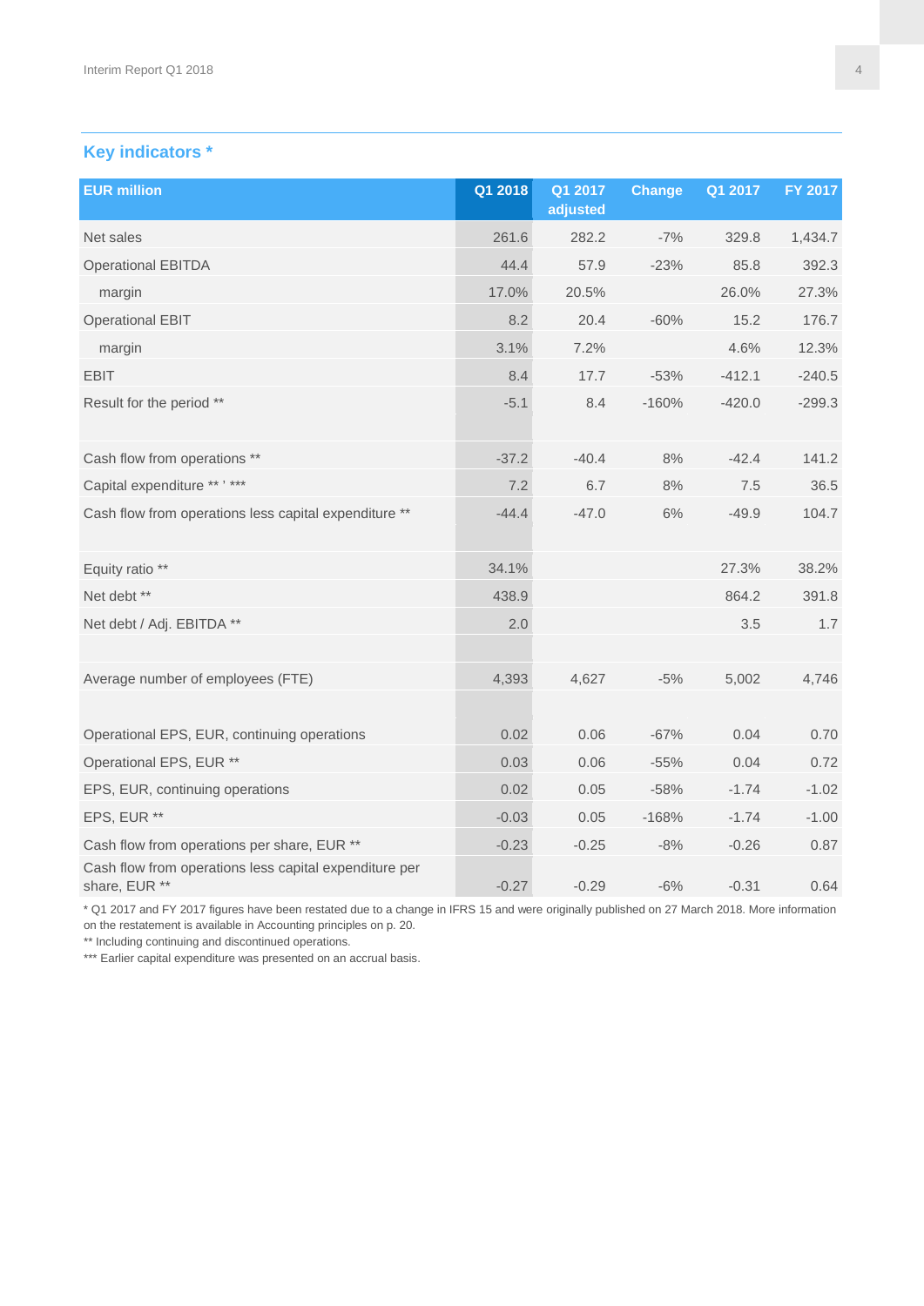## Key indicators *

| EUR million | Q1 2018 | Q1 2017 adjusted | Change | Q1 2017 | FY 2017 |
|---|---|---|---|---|---|
| Net sales | 261.6 | 282.2 | -7% | 329.8 | 1,434.7 |
| Operational EBITDA | 44.4 | 57.9 | -23% | 85.8 | 392.3 |
| margin | 17.0% | 20.5% | | 26.0% | 27.3% |
| Operational EBIT | 8.2 | 20.4 | -60% | 15.2 | 176.7 |
| margin | 3.1% | 7.2% | | 4.6% | 12.3% |
| EBIT | 8.4 | 17.7 | -53% | -412.1 | -240.5 |
| Result for the period ** | -5.1 | 8.4 | -160% | -420.0 | -299.3 |
| | | | | | |
| Cash flow from operations ** | -37.2 | -40.4 | 8% | -42.4 | 141.2 |
| Capital expenditure ** ' *** | 7.2 | 6.7 | 8% | 7.5 | 36.5 |
| Cash flow from operations less capital expenditure ** | -44.4 | -47.0 | 6% | -49.9 | 104.7 |
| | | | | | |
| Equity ratio ** | 34.1% | | | 27.3% | 38.2% |
| Net debt ** | 438.9 | | | 864.2 | 391.8 |
| Net debt / Adj. EBITDA ** | 2.0 | | | 3.5 | 1.7 |
| | | | | | |
| Average number of employees (FTE) | 4,393 | 4,627 | -5% | 5,002 | 4,746 |
| | | | | | |
| Operational EPS, EUR, continuing operations | 0.02 | 0.06 | -67% | 0.04 | 0.70 |
| Operational EPS, EUR ** | 0.03 | 0.06 | -55% | 0.04 | 0.72 |
| EPS, EUR, continuing operations | 0.02 | 0.05 | -58% | -1.74 | -1.02 |
| EPS, EUR ** | -0.03 | 0.05 | -168% | -1.74 | -1.00 |
| Cash flow from operations per share, EUR ** | -0.23 | -0.25 | -8% | -0.26 | 0.87 |
| Cash flow from operations less capital expenditure per share, EUR ** | -0.27 | -0.29 | -6% | -0.31 | 0.64 |

* Q1 2017 and FY 2017 figures have been restated due to a change in IFRS 15 and were originally published on 27 March 2018. More information on the restatement is available in Accounting principles on p. 20.

** Including continuing and discontinued operations.

*** Earlier capital expenditure was presented on an accrual basis.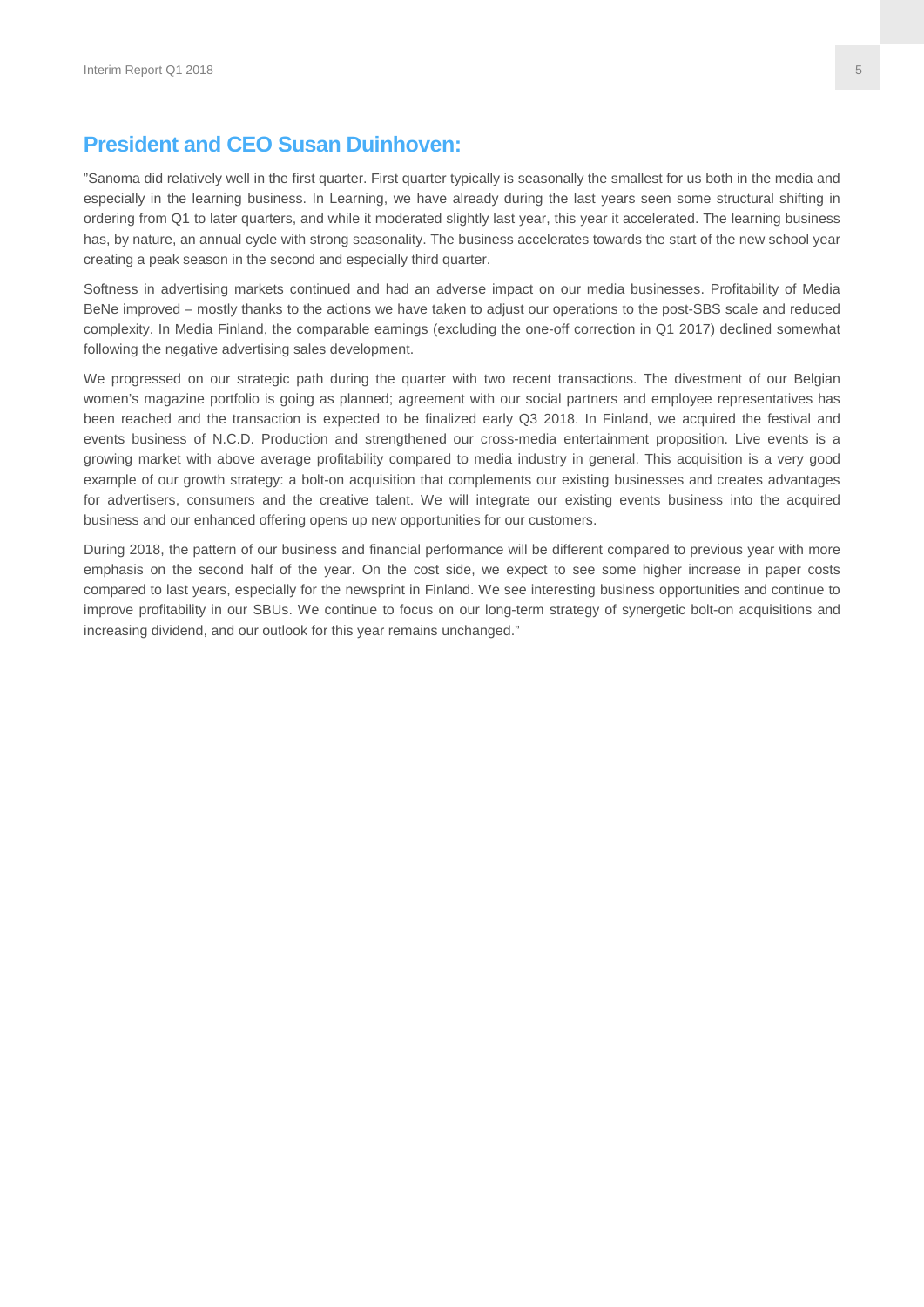## President and CEO Susan Duinhoven:

”Sanoma did relatively well in the first quarter. First quarter typically is seasonally the smallest for us both in the media and especially in the learning business. In Learning, we have already during the last years seen some structural shifting in ordering from Q1 to later quarters, and while it moderated slightly last year, this year it accelerated. The learning business has, by nature, an annual cycle with strong seasonality. The business accelerates towards the start of the new school year creating a peak season in the second and especially third quarter.

Softness in advertising markets continued and had an adverse impact on our media businesses. Profitability of Media BeNe improved – mostly thanks to the actions we have taken to adjust our operations to the post-SBS scale and reduced complexity. In Media Finland, the comparable earnings (excluding the one-off correction in Q1 2017) declined somewhat following the negative advertising sales development.

We progressed on our strategic path during the quarter with two recent transactions. The divestment of our Belgian women’s magazine portfolio is going as planned; agreement with our social partners and employee representatives has been reached and the transaction is expected to be finalized early Q3 2018. In Finland, we acquired the festival and events business of N.C.D. Production and strengthened our cross-media entertainment proposition. Live events is a growing market with above average profitability compared to media industry in general. This acquisition is a very good example of our growth strategy: a bolt-on acquisition that complements our existing businesses and creates advantages for advertisers, consumers and the creative talent. We will integrate our existing events business into the acquired business and our enhanced offering opens up new opportunities for our customers.

During 2018, the pattern of our business and financial performance will be different compared to previous year with more emphasis on the second half of the year. On the cost side, we expect to see some higher increase in paper costs compared to last years, especially for the newsprint in Finland. We see interesting business opportunities and continue to improve profitability in our SBUs. We continue to focus on our long-term strategy of synergetic bolt-on acquisitions and increasing dividend, and our outlook for this year remains unchanged.”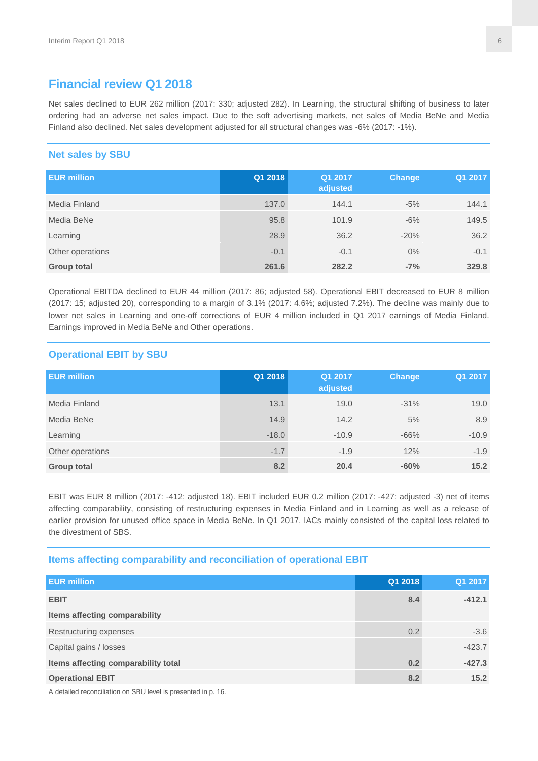## Financial review Q1 2018

Net sales declined to EUR 262 million (2017: 330; adjusted 282). In Learning, the structural shifting of business to later ordering had an adverse net sales impact. Due to the soft advertising markets, net sales of Media BeNe and Media Finland also declined. Net sales development adjusted for all structural changes was -6% (2017: -1%).

### Net sales by SBU

| EUR million | Q1 2018 | Q1 2017 adjusted | Change | Q1 2017 |
|---|---|---|---|---|
| Media Finland | 137.0 | 144.1 | -5% | 144.1 |
| Media BeNe | 95.8 | 101.9 | -6% | 149.5 |
| Learning | 28.9 | 36.2 | -20% | 36.2 |
| Other operations | -0.1 | -0.1 | 0% | -0.1 |
| **Group total** | **261.6** | **282.2** | **-7%** | **329.8** |

Operational EBITDA declined to EUR 44 million (2017: 86; adjusted 58). Operational EBIT decreased to EUR 8 million (2017: 15; adjusted 20), corresponding to a margin of 3.1% (2017: 4.6%; adjusted 7.2%). The decline was mainly due to lower net sales in Learning and one-off corrections of EUR 4 million included in Q1 2017 earnings of Media Finland. Earnings improved in Media BeNe and Other operations.

### Operational EBIT by SBU

| EUR million | Q1 2018 | Q1 2017 adjusted | Change | Q1 2017 |
|---|---|---|---|---|
| Media Finland | 13.1 | 19.0 | -31% | 19.0 |
| Media BeNe | 14.9 | 14.2 | 5% | 8.9 |
| Learning | -18.0 | -10.9 | -66% | -10.9 |
| Other operations | -1.7 | -1.9 | 12% | -1.9 |
| **Group total** | **8.2** | **20.4** | **-60%** | **15.2** |

EBIT was EUR 8 million (2017: -412; adjusted 18). EBIT included EUR 0.2 million (2017: -427; adjusted -3) net of items affecting comparability, consisting of restructuring expenses in Media Finland and in Learning as well as a release of earlier provision for unused office space in Media BeNe. In Q1 2017, IACs mainly consisted of the capital loss related to the divestment of SBS.

### Items affecting comparability and reconciliation of operational EBIT

| EUR million | Q1 2018 | Q1 2017 |
|---|---|---|
| **EBIT** | **8.4** | **-412.1** |
| **Items affecting comparability** | | |
| Restructuring expenses | 0.2 | -3.6 |
| Capital gains / losses | | -423.7 |
| **Items affecting comparability total** | **0.2** | **-427.3** |
| **Operational EBIT** | **8.2** | **15.2** |

A detailed reconciliation on SBU level is presented in p. 16.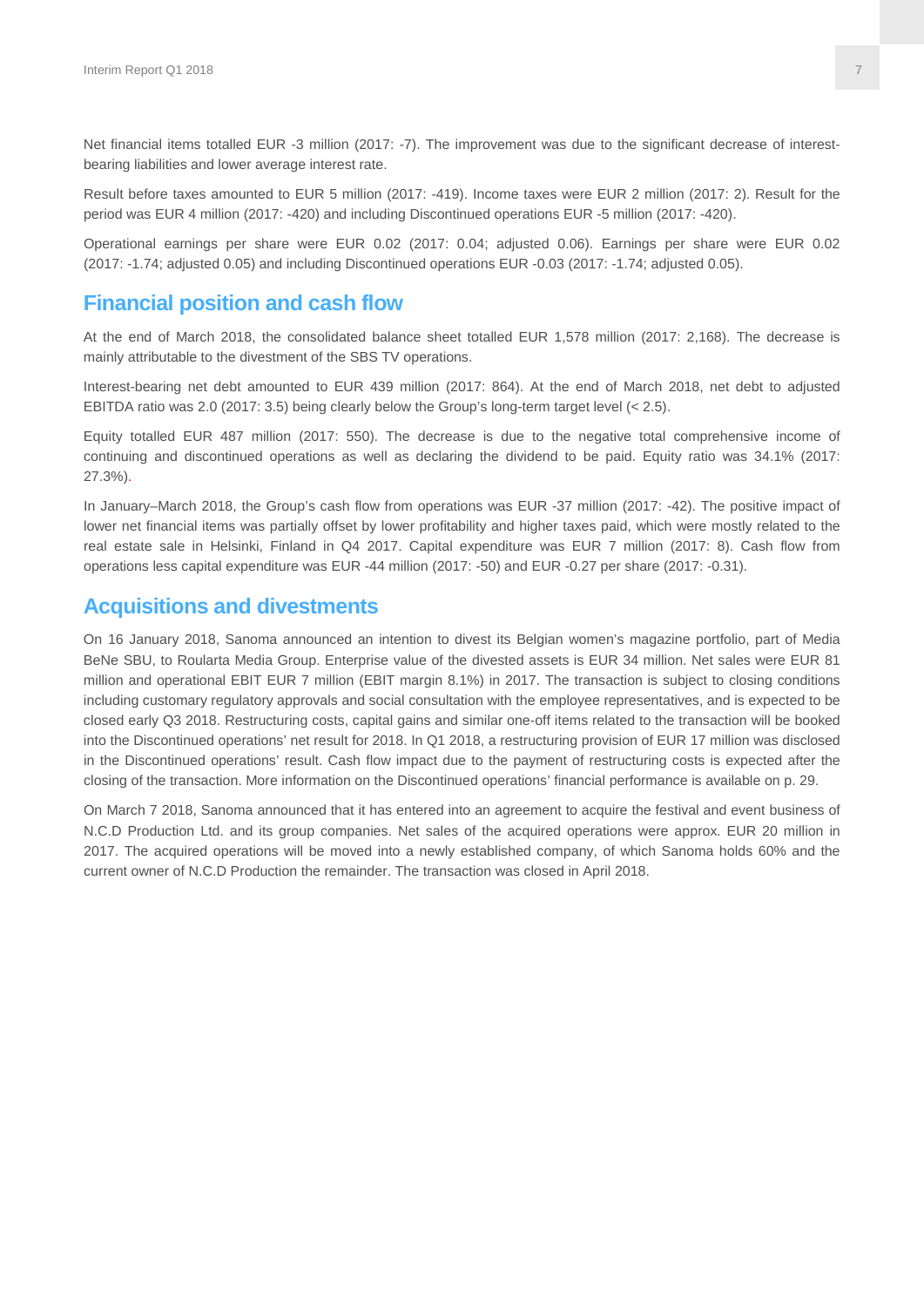Net financial items totalled EUR -3 million (2017: -7). The improvement was due to the significant decrease of interest-bearing liabilities and lower average interest rate.

Result before taxes amounted to EUR 5 million (2017: -419). Income taxes were EUR 2 million (2017: 2). Result for the period was EUR 4 million (2017: -420) and including Discontinued operations EUR -5 million (2017: -420).

Operational earnings per share were EUR 0.02 (2017: 0.04; adjusted 0.06). Earnings per share were EUR 0.02 (2017: -1.74; adjusted 0.05) and including Discontinued operations EUR -0.03 (2017: -1.74; adjusted 0.05).

## Financial position and cash flow

At the end of March 2018, the consolidated balance sheet totalled EUR 1,578 million (2017: 2,168). The decrease is mainly attributable to the divestment of the SBS TV operations.

Interest-bearing net debt amounted to EUR 439 million (2017: 864). At the end of March 2018, net debt to adjusted EBITDA ratio was 2.0 (2017: 3.5) being clearly below the Group's long-term target level (< 2.5).

Equity totalled EUR 487 million (2017: 550). The decrease is due to the negative total comprehensive income of continuing and discontinued operations as well as declaring the dividend to be paid. Equity ratio was 34.1% (2017: 27.3%).

In January–March 2018, the Group's cash flow from operations was EUR -37 million (2017: -42). The positive impact of lower net financial items was partially offset by lower profitability and higher taxes paid, which were mostly related to the real estate sale in Helsinki, Finland in Q4 2017. Capital expenditure was EUR 7 million (2017: 8). Cash flow from operations less capital expenditure was EUR -44 million (2017: -50) and EUR -0.27 per share (2017: -0.31).

## Acquisitions and divestments

On 16 January 2018, Sanoma announced an intention to divest its Belgian women's magazine portfolio, part of Media BeNe SBU, to Roularta Media Group. Enterprise value of the divested assets is EUR 34 million. Net sales were EUR 81 million and operational EBIT EUR 7 million (EBIT margin 8.1%) in 2017. The transaction is subject to closing conditions including customary regulatory approvals and social consultation with the employee representatives, and is expected to be closed early Q3 2018. Restructuring costs, capital gains and similar one-off items related to the transaction will be booked into the Discontinued operations' net result for 2018. In Q1 2018, a restructuring provision of EUR 17 million was disclosed in the Discontinued operations' result. Cash flow impact due to the payment of restructuring costs is expected after the closing of the transaction. More information on the Discontinued operations' financial performance is available on p. 29.

On March 7 2018, Sanoma announced that it has entered into an agreement to acquire the festival and event business of N.C.D Production Ltd. and its group companies. Net sales of the acquired operations were approx. EUR 20 million in 2017. The acquired operations will be moved into a newly established company, of which Sanoma holds 60% and the current owner of N.C.D Production the remainder. The transaction was closed in April 2018.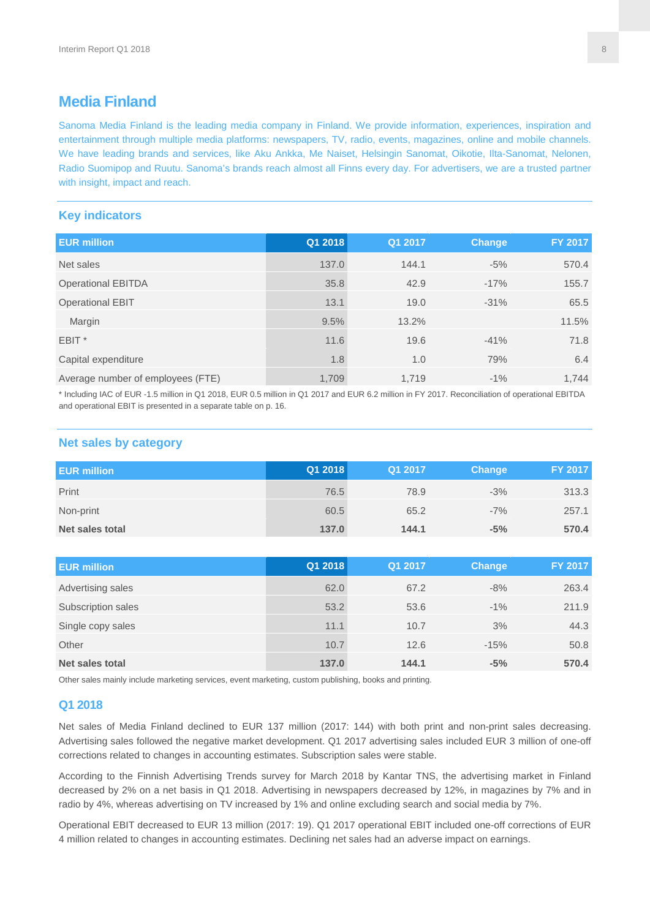## Media Finland

Sanoma Media Finland is the leading media company in Finland. We provide information, experiences, inspiration and entertainment through multiple media platforms: newspapers, TV, radio, events, magazines, online and mobile channels. We have leading brands and services, like Aku Ankka, Me Naiset, Helsingin Sanomat, Oikotie, Ilta-Sanomat, Nelonen, Radio Suomipop and Ruutu. Sanoma's brands reach almost all Finns every day. For advertisers, we are a trusted partner with insight, impact and reach.

### Key indicators

| EUR million | Q1 2018 | Q1 2017 | Change | FY 2017 |
|---|---|---|---|---|
| Net sales | 137.0 | 144.1 | -5% | 570.4 |
| Operational EBITDA | 35.8 | 42.9 | -17% | 155.7 |
| Operational EBIT | 13.1 | 19.0 | -31% | 65.5 |
| Margin | 9.5% | 13.2% | | 11.5% |
| EBIT * | 11.6 | 19.6 | -41% | 71.8 |
| Capital expenditure | 1.8 | 1.0 | 79% | 6.4 |
| Average number of employees (FTE) | 1,709 | 1,719 | -1% | 1,744 |

* Including IAC of EUR -1.5 million in Q1 2018, EUR 0.5 million in Q1 2017 and EUR 6.2 million in FY 2017. Reconciliation of operational EBITDA and operational EBIT is presented in a separate table on p. 16.

### Net sales by category

| EUR million | Q1 2018 | Q1 2017 | Change | FY 2017 |
|---|---|---|---|---|
| Print | 76.5 | 78.9 | -3% | 313.3 |
| Non-print | 60.5 | 65.2 | -7% | 257.1 |
| **Net sales total** | **137.0** | **144.1** | **-5%** | **570.4** |

| EUR million | Q1 2018 | Q1 2017 | Change | FY 2017 |
|---|---|---|---|---|
| Advertising sales | 62.0 | 67.2 | -8% | 263.4 |
| Subscription sales | 53.2 | 53.6 | -1% | 211.9 |
| Single copy sales | 11.1 | 10.7 | 3% | 44.3 |
| Other | 10.7 | 12.6 | -15% | 50.8 |
| **Net sales total** | **137.0** | **144.1** | **-5%** | **570.4** |

Other sales mainly include marketing services, event marketing, custom publishing, books and printing.

### Q1 2018

Net sales of Media Finland declined to EUR 137 million (2017: 144) with both print and non-print sales decreasing. Advertising sales followed the negative market development. Q1 2017 advertising sales included EUR 3 million of one-off corrections related to changes in accounting estimates. Subscription sales were stable.

According to the Finnish Advertising Trends survey for March 2018 by Kantar TNS, the advertising market in Finland decreased by 2% on a net basis in Q1 2018. Advertising in newspapers decreased by 12%, in magazines by 7% and in radio by 4%, whereas advertising on TV increased by 1% and online excluding search and social media by 7%.

Operational EBIT decreased to EUR 13 million (2017: 19). Q1 2017 operational EBIT included one-off corrections of EUR 4 million related to changes in accounting estimates. Declining net sales had an adverse impact on earnings.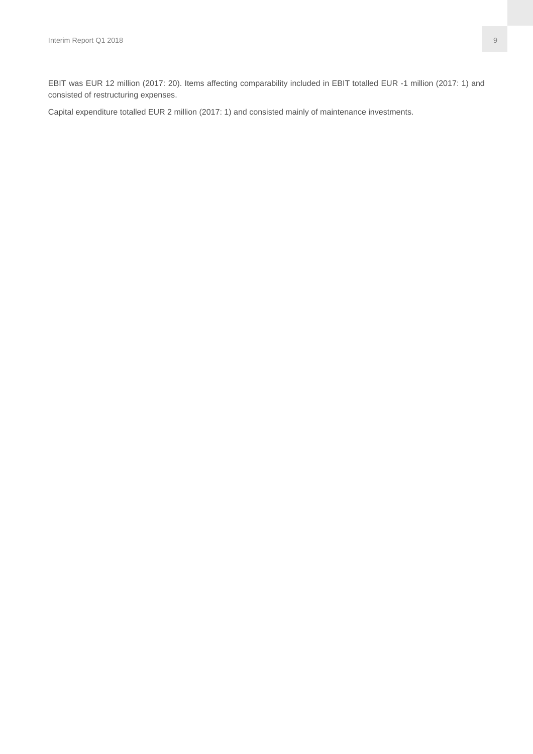EBIT was EUR 12 million (2017: 20). Items affecting comparability included in EBIT totalled EUR -1 million (2017: 1) and consisted of restructuring expenses.

Capital expenditure totalled EUR 2 million (2017: 1) and consisted mainly of maintenance investments.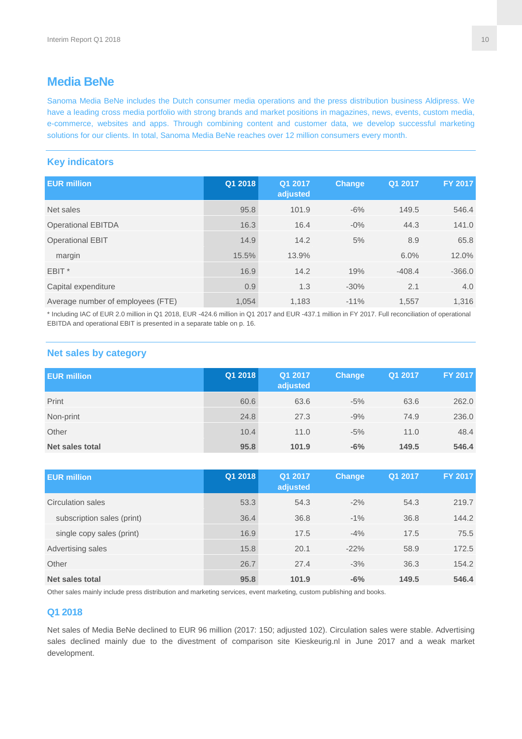## Media BeNe

Sanoma Media BeNe includes the Dutch consumer media operations and the press distribution business Aldipress. We have a leading cross media portfolio with strong brands and market positions in magazines, news, events, custom media, e-commerce, websites and apps. Through combining content and customer data, we develop successful marketing solutions for our clients. In total, Sanoma Media BeNe reaches over 12 million consumers every month.

### Key indicators

| EUR million | Q1 2018 | Q1 2017 adjusted | Change | Q1 2017 | FY 2017 |
|---|---|---|---|---|---|
| Net sales | 95.8 | 101.9 | -6% | 149.5 | 546.4 |
| Operational EBITDA | 16.3 | 16.4 | -0% | 44.3 | 141.0 |
| Operational EBIT | 14.9 | 14.2 | 5% | 8.9 | 65.8 |
| margin | 15.5% | 13.9% | | 6.0% | 12.0% |
| EBIT * | 16.9 | 14.2 | 19% | -408.4 | -366.0 |
| Capital expenditure | 0.9 | 1.3 | -30% | 2.1 | 4.0 |
| Average number of employees (FTE) | 1,054 | 1,183 | -11% | 1,557 | 1,316 |

* Including IAC of EUR 2.0 million in Q1 2018, EUR -424.6 million in Q1 2017 and EUR -437.1 million in FY 2017. Full reconciliation of operational EBITDA and operational EBIT is presented in a separate table on p. 16.

### Net sales by category

| EUR million | Q1 2018 | Q1 2017 adjusted | Change | Q1 2017 | FY 2017 |
|---|---|---|---|---|---|
| Print | 60.6 | 63.6 | -5% | 63.6 | 262.0 |
| Non-print | 24.8 | 27.3 | -9% | 74.9 | 236.0 |
| Other | 10.4 | 11.0 | -5% | 11.0 | 48.4 |
| **Net sales total** | **95.8** | **101.9** | **-6%** | **149.5** | **546.4** |

| EUR million | Q1 2018 | Q1 2017 adjusted | Change | Q1 2017 | FY 2017 |
|---|---|---|---|---|---|
| Circulation sales | 53.3 | 54.3 | -2% | 54.3 | 219.7 |
| subscription sales (print) | 36.4 | 36.8 | -1% | 36.8 | 144.2 |
| single copy sales (print) | 16.9 | 17.5 | -4% | 17.5 | 75.5 |
| Advertising sales | 15.8 | 20.1 | -22% | 58.9 | 172.5 |
| Other | 26.7 | 27.4 | -3% | 36.3 | 154.2 |
| **Net sales total** | **95.8** | **101.9** | **-6%** | **149.5** | **546.4** |

Other sales mainly include press distribution and marketing services, event marketing, custom publishing and books.

### Q1 2018

Net sales of Media BeNe declined to EUR 96 million (2017: 150; adjusted 102). Circulation sales were stable. Advertising sales declined mainly due to the divestment of comparison site Kieskeurig.nl in June 2017 and a weak market development.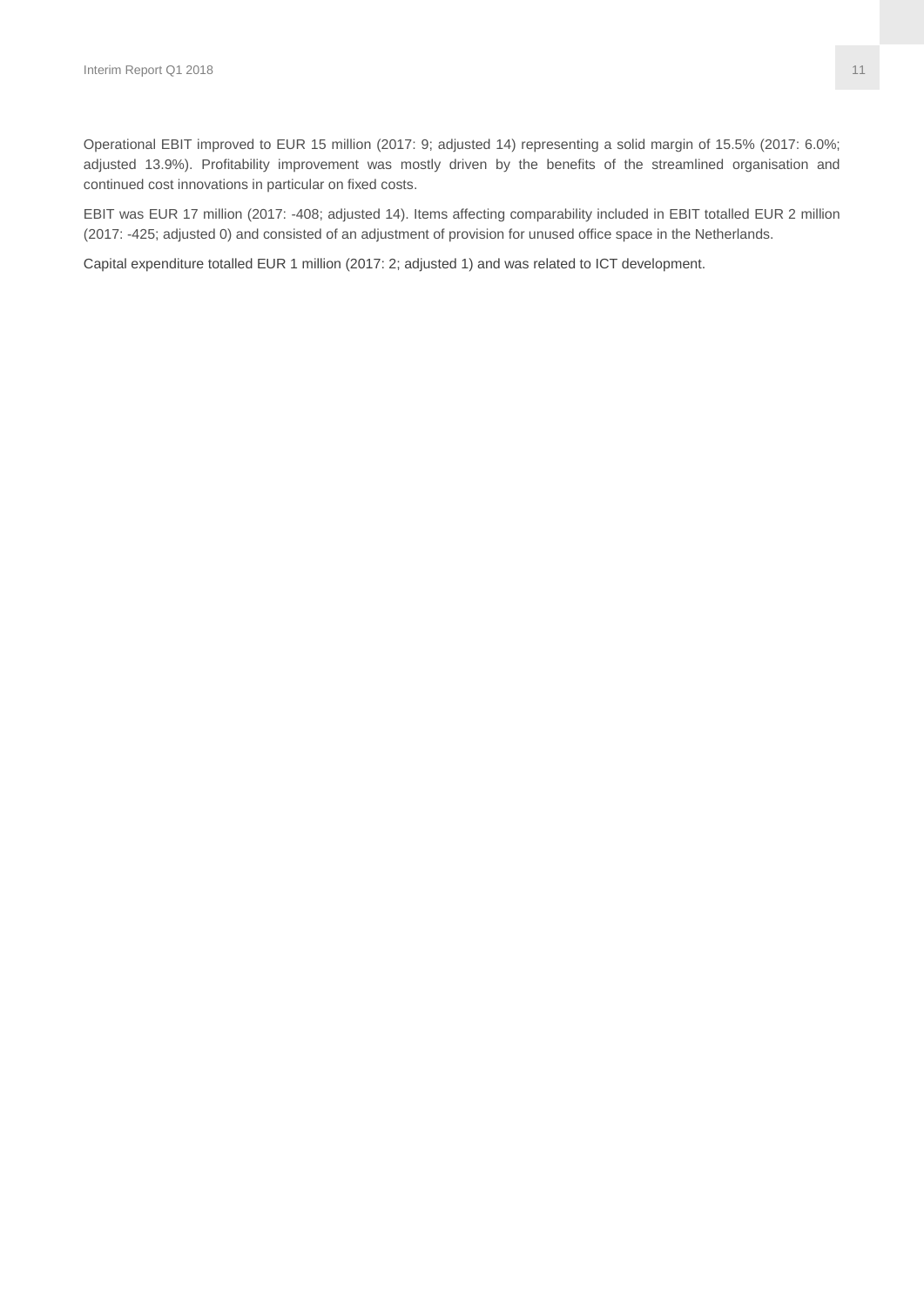Operational EBIT improved to EUR 15 million (2017: 9; adjusted 14) representing a solid margin of 15.5% (2017: 6.0%; adjusted 13.9%). Profitability improvement was mostly driven by the benefits of the streamlined organisation and continued cost innovations in particular on fixed costs.

EBIT was EUR 17 million (2017: -408; adjusted 14). Items affecting comparability included in EBIT totalled EUR 2 million (2017: -425; adjusted 0) and consisted of an adjustment of provision for unused office space in the Netherlands.

Capital expenditure totalled EUR 1 million (2017: 2; adjusted 1) and was related to ICT development.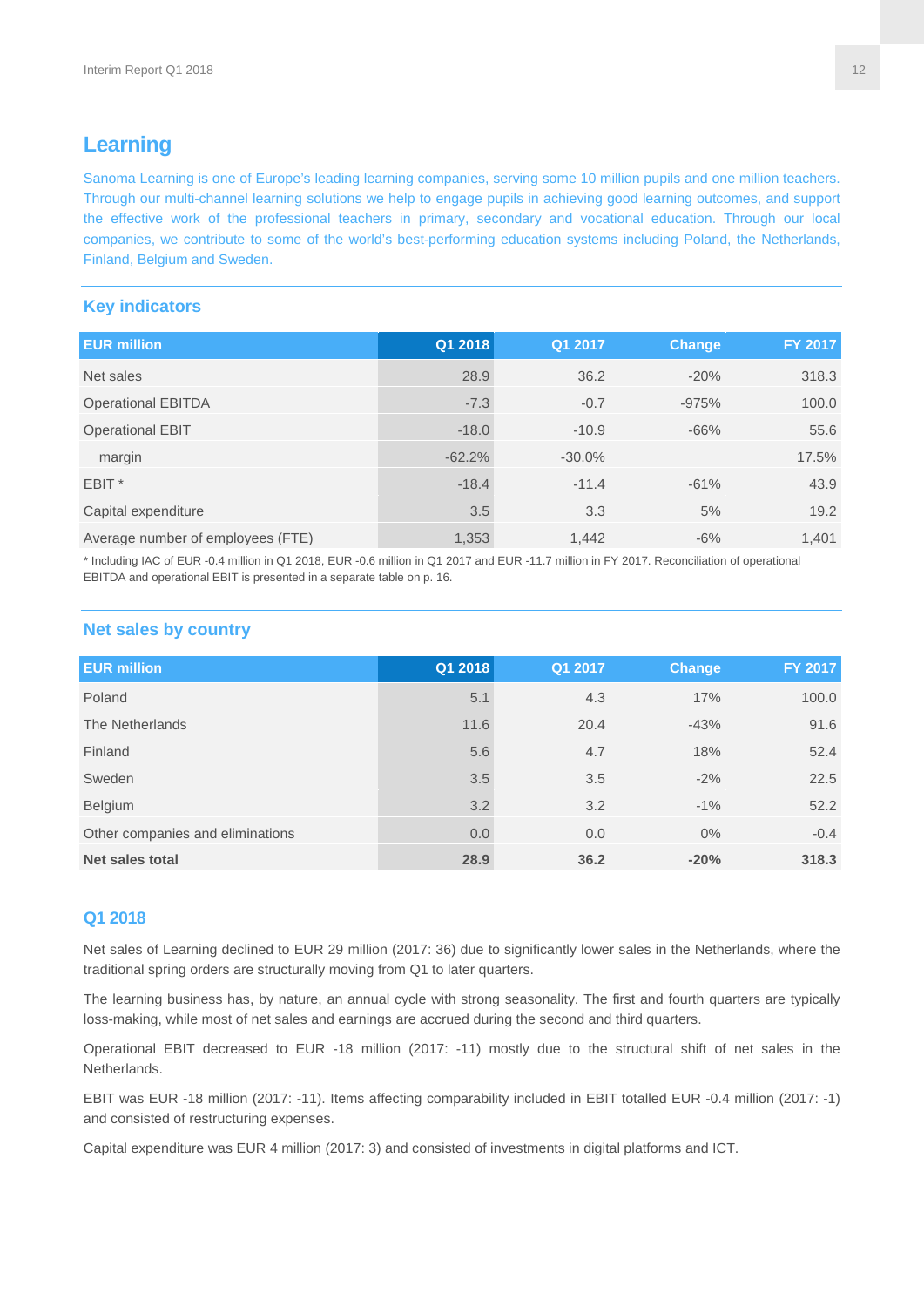# Learning

Sanoma Learning is one of Europe's leading learning companies, serving some 10 million pupils and one million teachers. Through our multi-channel learning solutions we help to engage pupils in achieving good learning outcomes, and support the effective work of the professional teachers in primary, secondary and vocational education. Through our local companies, we contribute to some of the world's best-performing education systems including Poland, the Netherlands, Finland, Belgium and Sweden.

## Key indicators

| EUR million | Q1 2018 | Q1 2017 | Change | FY 2017 |
|---|---|---|---|---|
| Net sales | 28.9 | 36.2 | -20% | 318.3 |
| Operational EBITDA | -7.3 | -0.7 | -975% | 100.0 |
| Operational EBIT | -18.0 | -10.9 | -66% | 55.6 |
| margin | -62.2% | -30.0% | | 17.5% |
| EBIT * | -18.4 | -11.4 | -61% | 43.9 |
| Capital expenditure | 3.5 | 3.3 | 5% | 19.2 |
| Average number of employees (FTE) | 1,353 | 1,442 | -6% | 1,401 |

* Including IAC of EUR -0.4 million in Q1 2018, EUR -0.6 million in Q1 2017 and EUR -11.7 million in FY 2017. Reconciliation of operational EBITDA and operational EBIT is presented in a separate table on p. 16.

## Net sales by country

| EUR million | Q1 2018 | Q1 2017 | Change | FY 2017 |
|---|---|---|---|---|
| Poland | 5.1 | 4.3 | 17% | 100.0 |
| The Netherlands | 11.6 | 20.4 | -43% | 91.6 |
| Finland | 5.6 | 4.7 | 18% | 52.4 |
| Sweden | 3.5 | 3.5 | -2% | 22.5 |
| Belgium | 3.2 | 3.2 | -1% | 52.2 |
| Other companies and eliminations | 0.0 | 0.0 | 0% | -0.4 |
| **Net sales total** | **28.9** | **36.2** | **-20%** | **318.3** |

### Q1 2018

Net sales of Learning declined to EUR 29 million (2017: 36) due to significantly lower sales in the Netherlands, where the traditional spring orders are structurally moving from Q1 to later quarters.

The learning business has, by nature, an annual cycle with strong seasonality. The first and fourth quarters are typically loss-making, while most of net sales and earnings are accrued during the second and third quarters.

Operational EBIT decreased to EUR -18 million (2017: -11) mostly due to the structural shift of net sales in the Netherlands.

EBIT was EUR -18 million (2017: -11). Items affecting comparability included in EBIT totalled EUR -0.4 million (2017: -1) and consisted of restructuring expenses.

Capital expenditure was EUR 4 million (2017: 3) and consisted of investments in digital platforms and ICT.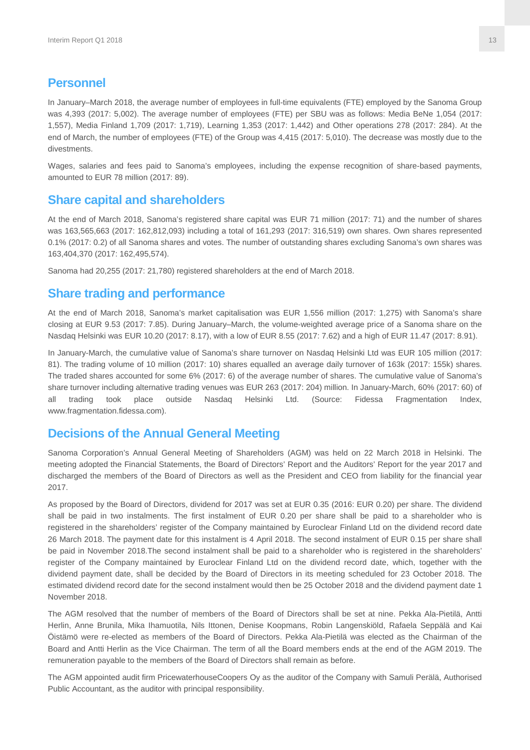## Personnel

In January–March 2018, the average number of employees in full-time equivalents (FTE) employed by the Sanoma Group was 4,393 (2017: 5,002). The average number of employees (FTE) per SBU was as follows: Media BeNe 1,054 (2017: 1,557), Media Finland 1,709 (2017: 1,719), Learning 1,353 (2017: 1,442) and Other operations 278 (2017: 284). At the end of March, the number of employees (FTE) of the Group was 4,415 (2017: 5,010). The decrease was mostly due to the divestments.

Wages, salaries and fees paid to Sanoma's employees, including the expense recognition of share-based payments, amounted to EUR 78 million (2017: 89).

## Share capital and shareholders

At the end of March 2018, Sanoma's registered share capital was EUR 71 million (2017: 71) and the number of shares was 163,565,663 (2017: 162,812,093) including a total of 161,293 (2017: 316,519) own shares. Own shares represented 0.1% (2017: 0.2) of all Sanoma shares and votes. The number of outstanding shares excluding Sanoma's own shares was 163,404,370 (2017: 162,495,574).

Sanoma had 20,255 (2017: 21,780) registered shareholders at the end of March 2018.

## Share trading and performance

At the end of March 2018, Sanoma's market capitalisation was EUR 1,556 million (2017: 1,275) with Sanoma's share closing at EUR 9.53 (2017: 7.85). During January–March, the volume-weighted average price of a Sanoma share on the Nasdaq Helsinki was EUR 10.20 (2017: 8.17), with a low of EUR 8.55 (2017: 7.62) and a high of EUR 11.47 (2017: 8.91).

In January-March, the cumulative value of Sanoma's share turnover on Nasdaq Helsinki Ltd was EUR 105 million (2017: 81). The trading volume of 10 million (2017: 10) shares equalled an average daily turnover of 163k (2017: 155k) shares. The traded shares accounted for some 6% (2017: 6) of the average number of shares. The cumulative value of Sanoma's share turnover including alternative trading venues was EUR 263 (2017: 204) million. In January-March, 60% (2017: 60) of all trading took place outside Nasdaq Helsinki Ltd. (Source: Fidessa Fragmentation Index, www.fragmentation.fidessa.com).

## Decisions of the Annual General Meeting

Sanoma Corporation's Annual General Meeting of Shareholders (AGM) was held on 22 March 2018 in Helsinki. The meeting adopted the Financial Statements, the Board of Directors' Report and the Auditors' Report for the year 2017 and discharged the members of the Board of Directors as well as the President and CEO from liability for the financial year 2017.

As proposed by the Board of Directors, dividend for 2017 was set at EUR 0.35 (2016: EUR 0.20) per share. The dividend shall be paid in two instalments. The first instalment of EUR 0.20 per share shall be paid to a shareholder who is registered in the shareholders' register of the Company maintained by Euroclear Finland Ltd on the dividend record date 26 March 2018. The payment date for this instalment is 4 April 2018. The second instalment of EUR 0.15 per share shall be paid in November 2018.The second instalment shall be paid to a shareholder who is registered in the shareholders' register of the Company maintained by Euroclear Finland Ltd on the dividend record date, which, together with the dividend payment date, shall be decided by the Board of Directors in its meeting scheduled for 23 October 2018. The estimated dividend record date for the second instalment would then be 25 October 2018 and the dividend payment date 1 November 2018.

The AGM resolved that the number of members of the Board of Directors shall be set at nine. Pekka Ala-Pietilä, Antti Herlin, Anne Brunila, Mika Ihamuotila, Nils Ittonen, Denise Koopmans, Robin Langenskiöld, Rafaela Seppälä and Kai Öistämö were re-elected as members of the Board of Directors. Pekka Ala-Pietilä was elected as the Chairman of the Board and Antti Herlin as the Vice Chairman. The term of all the Board members ends at the end of the AGM 2019. The remuneration payable to the members of the Board of Directors shall remain as before.

The AGM appointed audit firm PricewaterhouseCoopers Oy as the auditor of the Company with Samuli Perälä, Authorised Public Accountant, as the auditor with principal responsibility.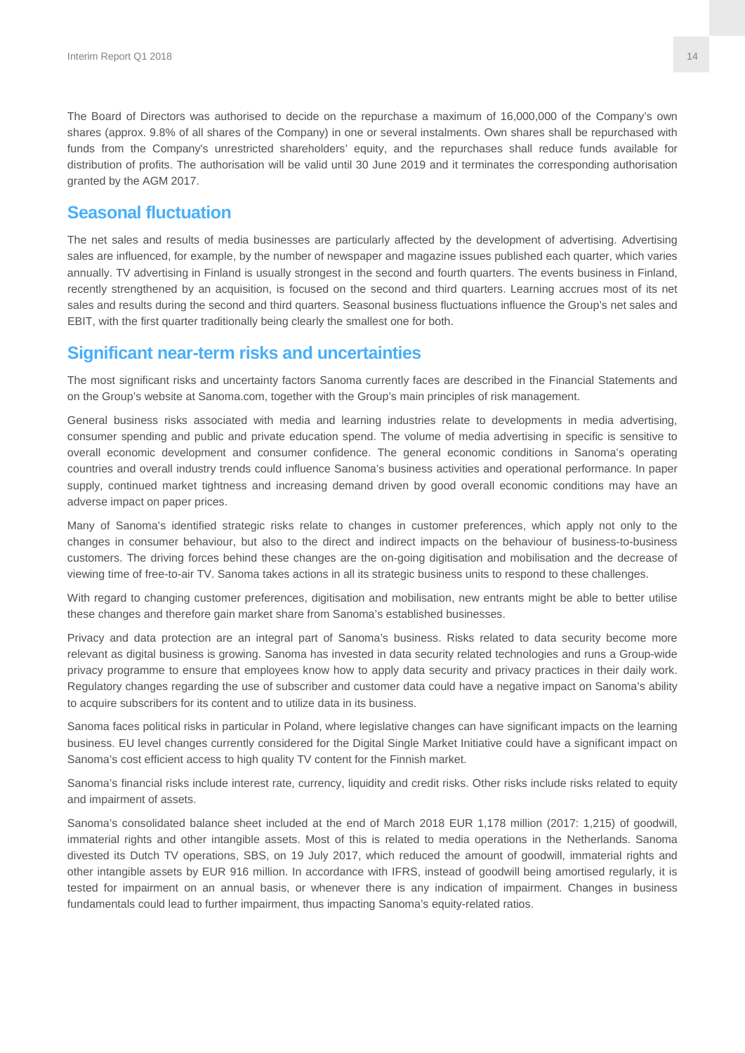The Board of Directors was authorised to decide on the repurchase a maximum of 16,000,000 of the Company's own shares (approx. 9.8% of all shares of the Company) in one or several instalments. Own shares shall be repurchased with funds from the Company's unrestricted shareholders' equity, and the repurchases shall reduce funds available for distribution of profits. The authorisation will be valid until 30 June 2019 and it terminates the corresponding authorisation granted by the AGM 2017.

## Seasonal fluctuation

The net sales and results of media businesses are particularly affected by the development of advertising. Advertising sales are influenced, for example, by the number of newspaper and magazine issues published each quarter, which varies annually. TV advertising in Finland is usually strongest in the second and fourth quarters. The events business in Finland, recently strengthened by an acquisition, is focused on the second and third quarters. Learning accrues most of its net sales and results during the second and third quarters. Seasonal business fluctuations influence the Group's net sales and EBIT, with the first quarter traditionally being clearly the smallest one for both.

## Significant near-term risks and uncertainties

The most significant risks and uncertainty factors Sanoma currently faces are described in the Financial Statements and on the Group's website at Sanoma.com, together with the Group's main principles of risk management.

General business risks associated with media and learning industries relate to developments in media advertising, consumer spending and public and private education spend. The volume of media advertising in specific is sensitive to overall economic development and consumer confidence. The general economic conditions in Sanoma's operating countries and overall industry trends could influence Sanoma's business activities and operational performance. In paper supply, continued market tightness and increasing demand driven by good overall economic conditions may have an adverse impact on paper prices.

Many of Sanoma's identified strategic risks relate to changes in customer preferences, which apply not only to the changes in consumer behaviour, but also to the direct and indirect impacts on the behaviour of business-to-business customers. The driving forces behind these changes are the on-going digitisation and mobilisation and the decrease of viewing time of free-to-air TV. Sanoma takes actions in all its strategic business units to respond to these challenges.

With regard to changing customer preferences, digitisation and mobilisation, new entrants might be able to better utilise these changes and therefore gain market share from Sanoma's established businesses.

Privacy and data protection are an integral part of Sanoma's business. Risks related to data security become more relevant as digital business is growing. Sanoma has invested in data security related technologies and runs a Group-wide privacy programme to ensure that employees know how to apply data security and privacy practices in their daily work. Regulatory changes regarding the use of subscriber and customer data could have a negative impact on Sanoma's ability to acquire subscribers for its content and to utilize data in its business.

Sanoma faces political risks in particular in Poland, where legislative changes can have significant impacts on the learning business. EU level changes currently considered for the Digital Single Market Initiative could have a significant impact on Sanoma's cost efficient access to high quality TV content for the Finnish market.

Sanoma's financial risks include interest rate, currency, liquidity and credit risks. Other risks include risks related to equity and impairment of assets.

Sanoma's consolidated balance sheet included at the end of March 2018 EUR 1,178 million (2017: 1,215) of goodwill, immaterial rights and other intangible assets. Most of this is related to media operations in the Netherlands. Sanoma divested its Dutch TV operations, SBS, on 19 July 2017, which reduced the amount of goodwill, immaterial rights and other intangible assets by EUR 916 million. In accordance with IFRS, instead of goodwill being amortised regularly, it is tested for impairment on an annual basis, or whenever there is any indication of impairment. Changes in business fundamentals could lead to further impairment, thus impacting Sanoma's equity-related ratios.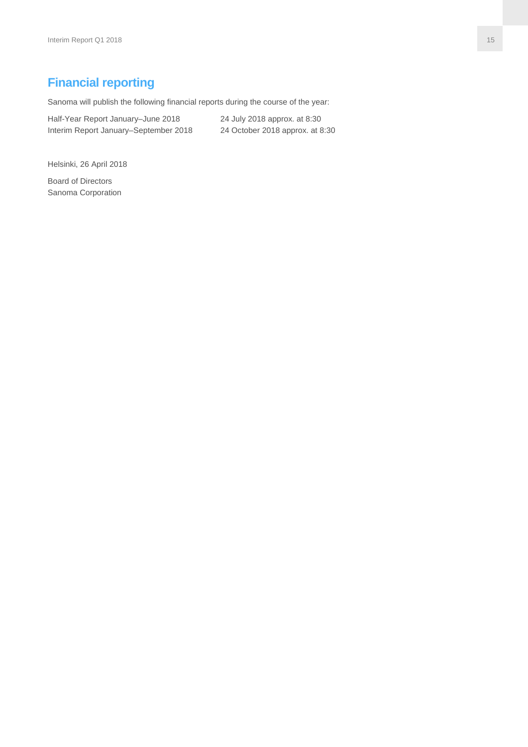## Financial reporting

Sanoma will publish the following financial reports during the course of the year:

| | |
|---|---|
| Half-Year Report January–June 2018 | 24 July 2018 approx. at 8:30 |
| Interim Report January–September 2018 | 24 October 2018 approx. at 8:30 |

Helsinki, 26 April 2018

Board of Directors  
Sanoma Corporation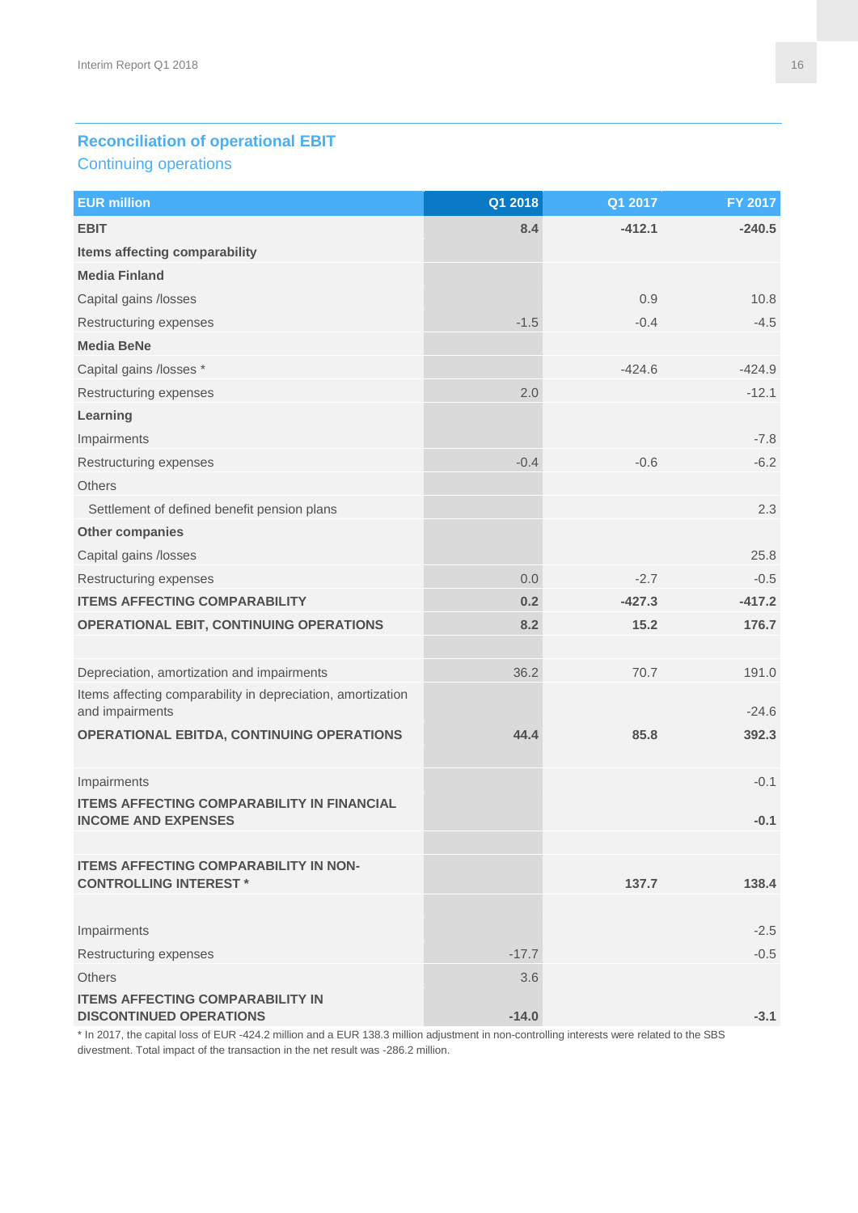## Reconciliation of operational EBIT

Continuing operations

| EUR million | Q1 2018 | Q1 2017 | FY 2017 |
|---|---|---|---|
| **EBIT** | **8.4** | **-412.1** | **-240.5** |
| **Items affecting comparability** | | | |
| **Media Finland** | | | |
| Capital gains /losses | | 0.9 | 10.8 |
| Restructuring expenses | -1.5 | -0.4 | -4.5 |
| **Media BeNe** | | | |
| Capital gains /losses * | | -424.6 | -424.9 |
| Restructuring expenses | 2.0 | | -12.1 |
| **Learning** | | | |
| Impairments | | | -7.8 |
| Restructuring expenses | -0.4 | -0.6 | -6.2 |
| Others | | | |
| Settlement of defined benefit pension plans | | | 2.3 |
| **Other companies** | | | |
| Capital gains /losses | | | 25.8 |
| Restructuring expenses | 0.0 | -2.7 | -0.5 |
| **ITEMS AFFECTING COMPARABILITY** | **0.2** | **-427.3** | **-417.2** |
| **OPERATIONAL EBIT, CONTINUING OPERATIONS** | **8.2** | **15.2** | **176.7** |
| | | | |
| Depreciation, amortization and impairments | 36.2 | 70.7 | 191.0 |
| Items affecting comparability in depreciation, amortization and impairments | | | -24.6 |
| **OPERATIONAL EBITDA, CONTINUING OPERATIONS** | **44.4** | **85.8** | **392.3** |
| | | | |
| Impairments | | | -0.1 |
| **ITEMS AFFECTING COMPARABILITY IN FINANCIAL INCOME AND EXPENSES** | | | **-0.1** |
| | | | |
| **ITEMS AFFECTING COMPARABILITY IN NON-CONTROLLING INTEREST *** | | **137.7** | **138.4** |
| | | | |
| Impairments | | | -2.5 |
| Restructuring expenses | -17.7 | | -0.5 |
| Others | 3.6 | | |
| **ITEMS AFFECTING COMPARABILITY IN DISCONTINUED OPERATIONS** | **-14.0** | | **-3.1** |

* In 2017, the capital loss of EUR -424.2 million and a EUR 138.3 million adjustment in non-controlling interests were related to the SBS divestment. Total impact of the transaction in the net result was -286.2 million.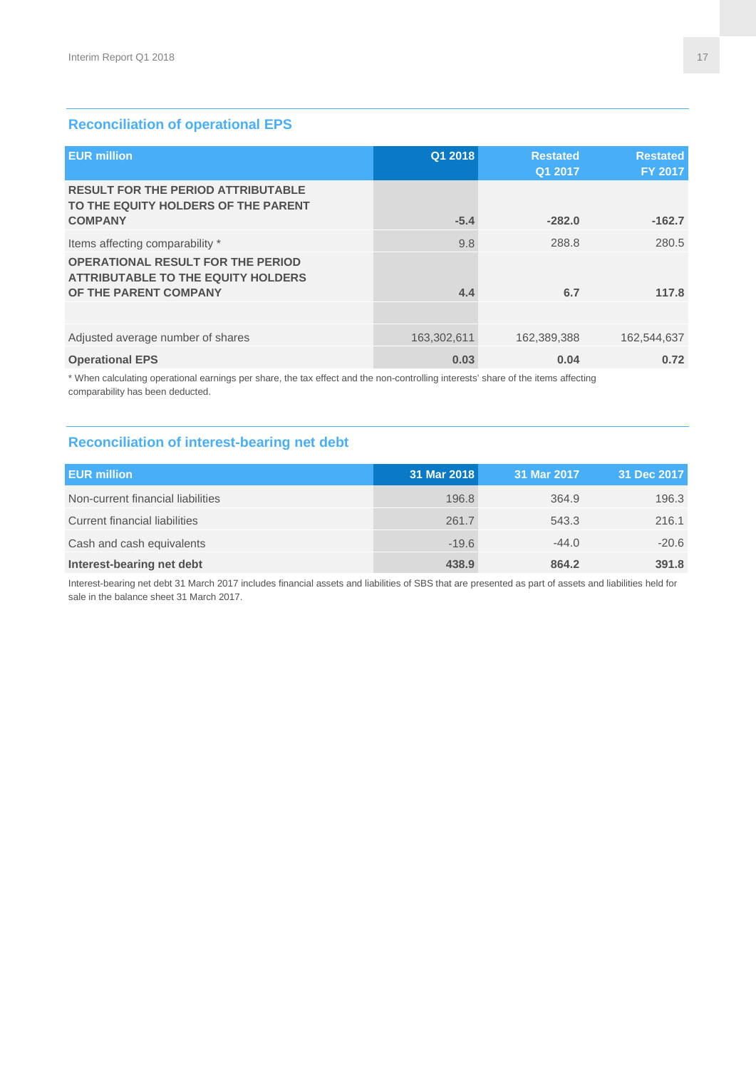## Reconciliation of operational EPS

| EUR million | Q1 2018 | Restated Q1 2017 | Restated FY 2017 |
|---|---|---|---|
| **RESULT FOR THE PERIOD ATTRIBUTABLE TO THE EQUITY HOLDERS OF THE PARENT COMPANY** | **-5.4** | **-282.0** | **-162.7** |
| Items affecting comparability * | 9.8 | 288.8 | 280.5 |
| **OPERATIONAL RESULT FOR THE PERIOD ATTRIBUTABLE TO THE EQUITY HOLDERS OF THE PARENT COMPANY** | **4.4** | **6.7** | **117.8** |
| | | | |
| Adjusted average number of shares | 163,302,611 | 162,389,388 | 162,544,637 |
| **Operational EPS** | **0.03** | **0.04** | **0.72** |

* When calculating operational earnings per share, the tax effect and the non-controlling interests' share of the items affecting comparability has been deducted.

## Reconciliation of interest-bearing net debt

| EUR million | 31 Mar 2018 | 31 Mar 2017 | 31 Dec 2017 |
|---|---|---|---|
| Non-current financial liabilities | 196.8 | 364.9 | 196.3 |
| Current financial liabilities | 261.7 | 543.3 | 216.1 |
| Cash and cash equivalents | -19.6 | -44.0 | -20.6 |
| **Interest-bearing net debt** | **438.9** | **864.2** | **391.8** |

Interest-bearing net debt 31 March 2017 includes financial assets and liabilities of SBS that are presented as part of assets and liabilities held for sale in the balance sheet 31 March 2017.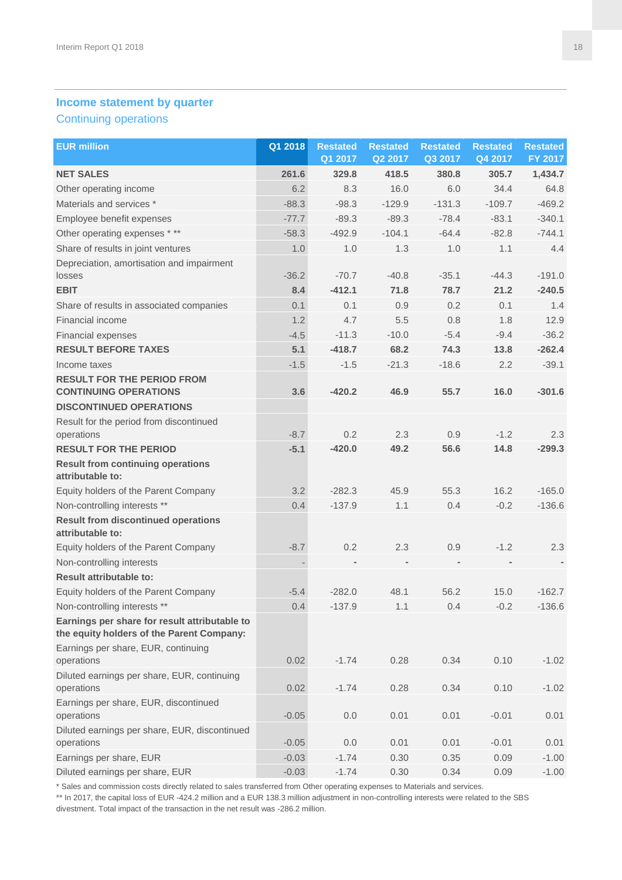## Income statement by quarter

### Continuing operations

| EUR million | Q1 2018 | Restated Q1 2017 | Restated Q2 2017 | Restated Q3 2017 | Restated Q4 2017 | Restated FY 2017 |
|---|---|---|---|---|---|---|
| **NET SALES** | **261.6** | **329.8** | **418.5** | **380.8** | **305.7** | **1,434.7** |
| Other operating income | 6.2 | 8.3 | 16.0 | 6.0 | 34.4 | 64.8 |
| Materials and services * | -88.3 | -98.3 | -129.9 | -131.3 | -109.7 | -469.2 |
| Employee benefit expenses | -77.7 | -89.3 | -89.3 | -78.4 | -83.1 | -340.1 |
| Other operating expenses * ** | -58.3 | -492.9 | -104.1 | -64.4 | -82.8 | -744.1 |
| Share of results in joint ventures | 1.0 | 1.0 | 1.3 | 1.0 | 1.1 | 4.4 |
| Depreciation, amortisation and impairment losses | -36.2 | -70.7 | -40.8 | -35.1 | -44.3 | -191.0 |
| **EBIT** | **8.4** | **-412.1** | **71.8** | **78.7** | **21.2** | **-240.5** |
| Share of results in associated companies | 0.1 | 0.1 | 0.9 | 0.2 | 0.1 | 1.4 |
| Financial income | 1.2 | 4.7 | 5.5 | 0.8 | 1.8 | 12.9 |
| Financial expenses | -4.5 | -11.3 | -10.0 | -5.4 | -9.4 | -36.2 |
| **RESULT BEFORE TAXES** | **5.1** | **-418.7** | **68.2** | **74.3** | **13.8** | **-262.4** |
| Income taxes | -1.5 | -1.5 | -21.3 | -18.6 | 2.2 | -39.1 |
| **RESULT FOR THE PERIOD FROM CONTINUING OPERATIONS** | **3.6** | **-420.2** | **46.9** | **55.7** | **16.0** | **-301.6** |
| **DISCONTINUED OPERATIONS** | | | | | | |
| Result for the period from discontinued operations | -8.7 | 0.2 | 2.3 | 0.9 | -1.2 | 2.3 |
| **RESULT FOR THE PERIOD** | **-5.1** | **-420.0** | **49.2** | **56.6** | **14.8** | **-299.3** |
| **Result from continuing operations attributable to:** | | | | | | |
| Equity holders of the Parent Company | 3.2 | -282.3 | 45.9 | 55.3 | 16.2 | -165.0 |
| Non-controlling interests ** | 0.4 | -137.9 | 1.1 | 0.4 | -0.2 | -136.6 |
| **Result from discontinued operations attributable to:** | | | | | | |
| Equity holders of the Parent Company | -8.7 | 0.2 | 2.3 | 0.9 | -1.2 | 2.3 |
| Non-controlling interests | - | - | - | - | - | - |
| **Result attributable to:** | | | | | | |
| Equity holders of the Parent Company | -5.4 | -282.0 | 48.1 | 56.2 | 15.0 | -162.7 |
| Non-controlling interests ** | 0.4 | -137.9 | 1.1 | 0.4 | -0.2 | -136.6 |
| **Earnings per share for result attributable to the equity holders of the Parent Company:** | | | | | | |
| Earnings per share, EUR, continuing operations | 0.02 | -1.74 | 0.28 | 0.34 | 0.10 | -1.02 |
| Diluted earnings per share, EUR, continuing operations | 0.02 | -1.74 | 0.28 | 0.34 | 0.10 | -1.02 |
| Earnings per share, EUR, discontinued operations | -0.05 | 0.0 | 0.01 | 0.01 | -0.01 | 0.01 |
| Diluted earnings per share, EUR, discontinued operations | -0.05 | 0.0 | 0.01 | 0.01 | -0.01 | 0.01 |
| Earnings per share, EUR | -0.03 | -1.74 | 0.30 | 0.35 | 0.09 | -1.00 |
| Diluted earnings per share, EUR | -0.03 | -1.74 | 0.30 | 0.34 | 0.09 | -1.00 |

* Sales and commission costs directly related to sales transferred from Other operating expenses to Materials and services.

** In 2017, the capital loss of EUR -424.2 million and a EUR 138.3 million adjustment in non-controlling interests were related to the SBS divestment. Total impact of the transaction in the net result was -286.2 million.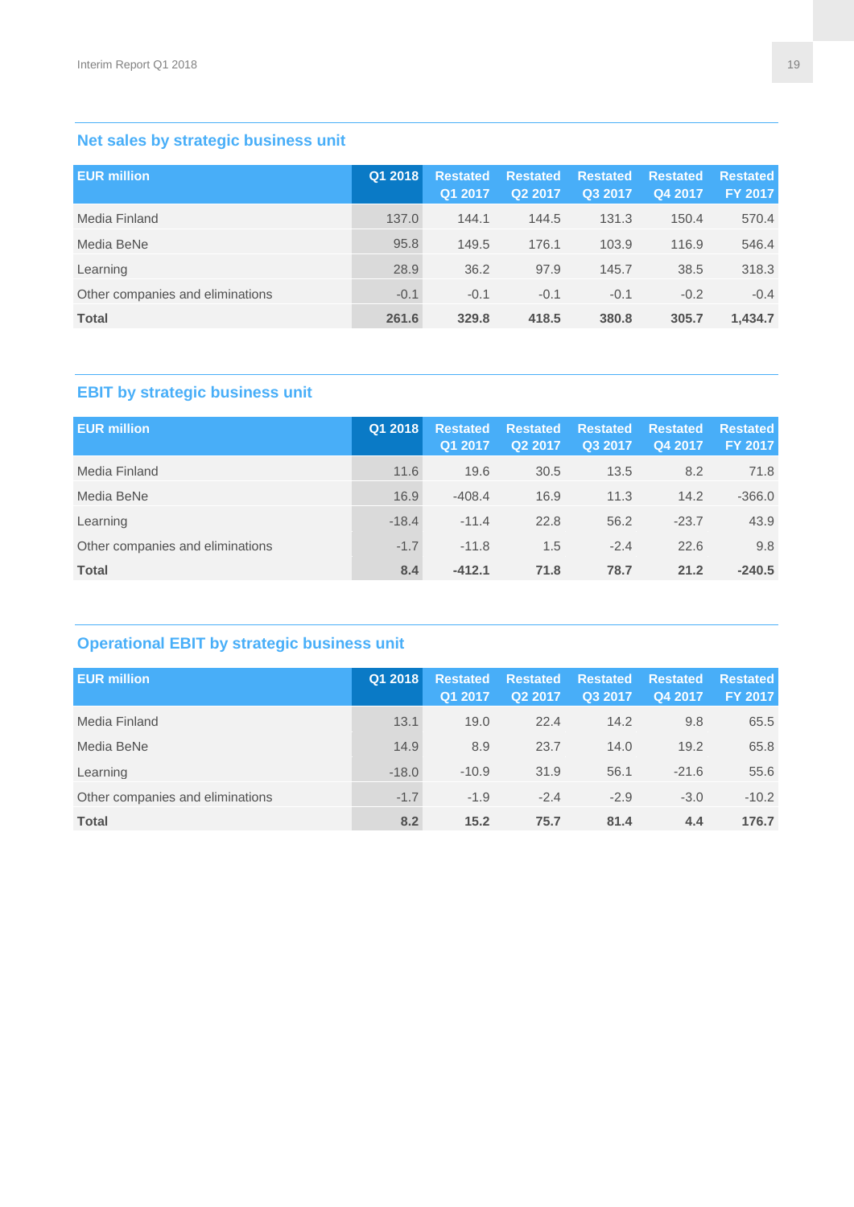## Net sales by strategic business unit

| EUR million | Q1 2018 | Restated Q1 2017 | Restated Q2 2017 | Restated Q3 2017 | Restated Q4 2017 | Restated FY 2017 |
|---|---|---|---|---|---|---|
| Media Finland | 137.0 | 144.1 | 144.5 | 131.3 | 150.4 | 570.4 |
| Media BeNe | 95.8 | 149.5 | 176.1 | 103.9 | 116.9 | 546.4 |
| Learning | 28.9 | 36.2 | 97.9 | 145.7 | 38.5 | 318.3 |
| Other companies and eliminations | -0.1 | -0.1 | -0.1 | -0.1 | -0.2 | -0.4 |
| **Total** | **261.6** | **329.8** | **418.5** | **380.8** | **305.7** | **1,434.7** |

## EBIT by strategic business unit

| EUR million | Q1 2018 | Restated Q1 2017 | Restated Q2 2017 | Restated Q3 2017 | Restated Q4 2017 | Restated FY 2017 |
|---|---|---|---|---|---|---|
| Media Finland | 11.6 | 19.6 | 30.5 | 13.5 | 8.2 | 71.8 |
| Media BeNe | 16.9 | -408.4 | 16.9 | 11.3 | 14.2 | -366.0 |
| Learning | -18.4 | -11.4 | 22.8 | 56.2 | -23.7 | 43.9 |
| Other companies and eliminations | -1.7 | -11.8 | 1.5 | -2.4 | 22.6 | 9.8 |
| **Total** | **8.4** | **-412.1** | **71.8** | **78.7** | **21.2** | **-240.5** |

## Operational EBIT by strategic business unit

| EUR million | Q1 2018 | Restated Q1 2017 | Restated Q2 2017 | Restated Q3 2017 | Restated Q4 2017 | Restated FY 2017 |
|---|---|---|---|---|---|---|
| Media Finland | 13.1 | 19.0 | 22.4 | 14.2 | 9.8 | 65.5 |
| Media BeNe | 14.9 | 8.9 | 23.7 | 14.0 | 19.2 | 65.8 |
| Learning | -18.0 | -10.9 | 31.9 | 56.1 | -21.6 | 55.6 |
| Other companies and eliminations | -1.7 | -1.9 | -2.4 | -2.9 | -3.0 | -10.2 |
| **Total** | **8.2** | **15.2** | **75.7** | **81.4** | **4.4** | **176.7** |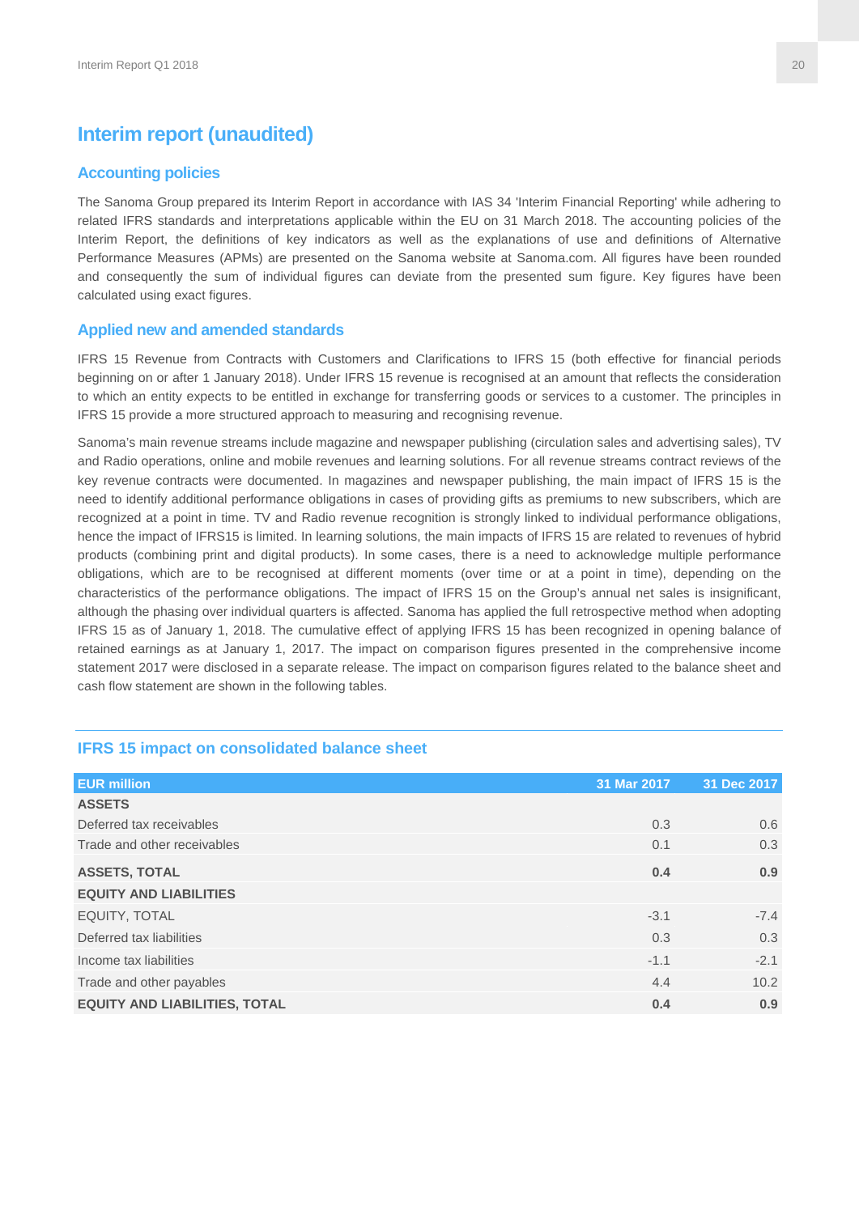# Interim report (unaudited)

## Accounting policies

The Sanoma Group prepared its Interim Report in accordance with IAS 34 'Interim Financial Reporting' while adhering to related IFRS standards and interpretations applicable within the EU on 31 March 2018. The accounting policies of the Interim Report, the definitions of key indicators as well as the explanations of use and definitions of Alternative Performance Measures (APMs) are presented on the Sanoma website at Sanoma.com. All figures have been rounded and consequently the sum of individual figures can deviate from the presented sum figure. Key figures have been calculated using exact figures.

## Applied new and amended standards

IFRS 15 Revenue from Contracts with Customers and Clarifications to IFRS 15 (both effective for financial periods beginning on or after 1 January 2018). Under IFRS 15 revenue is recognised at an amount that reflects the consideration to which an entity expects to be entitled in exchange for transferring goods or services to a customer. The principles in IFRS 15 provide a more structured approach to measuring and recognising revenue.

Sanoma's main revenue streams include magazine and newspaper publishing (circulation sales and advertising sales), TV and Radio operations, online and mobile revenues and learning solutions. For all revenue streams contract reviews of the key revenue contracts were documented. In magazines and newspaper publishing, the main impact of IFRS 15 is the need to identify additional performance obligations in cases of providing gifts as premiums to new subscribers, which are recognized at a point in time. TV and Radio revenue recognition is strongly linked to individual performance obligations, hence the impact of IFRS15 is limited. In learning solutions, the main impacts of IFRS 15 are related to revenues of hybrid products (combining print and digital products). In some cases, there is a need to acknowledge multiple performance obligations, which are to be recognised at different moments (over time or at a point in time), depending on the characteristics of the performance obligations. The impact of IFRS 15 on the Group's annual net sales is insignificant, although the phasing over individual quarters is affected. Sanoma has applied the full retrospective method when adopting IFRS 15 as of January 1, 2018. The cumulative effect of applying IFRS 15 has been recognized in opening balance of retained earnings as at January 1, 2017. The impact on comparison figures presented in the comprehensive income statement 2017 were disclosed in a separate release. The impact on comparison figures related to the balance sheet and cash flow statement are shown in the following tables.

### IFRS 15 impact on consolidated balance sheet

| EUR million | 31 Mar 2017 | 31 Dec 2017 |
|---|---|---|
| **ASSETS** | | |
| Deferred tax receivables | 0.3 | 0.6 |
| Trade and other receivables | 0.1 | 0.3 |
| **ASSETS, TOTAL** | **0.4** | **0.9** |
| **EQUITY AND LIABILITIES** | | |
| EQUITY, TOTAL | -3.1 | -7.4 |
| Deferred tax liabilities | 0.3 | 0.3 |
| Income tax liabilities | -1.1 | -2.1 |
| Trade and other payables | 4.4 | 10.2 |
| **EQUITY AND LIABILITIES, TOTAL** | **0.4** | **0.9** |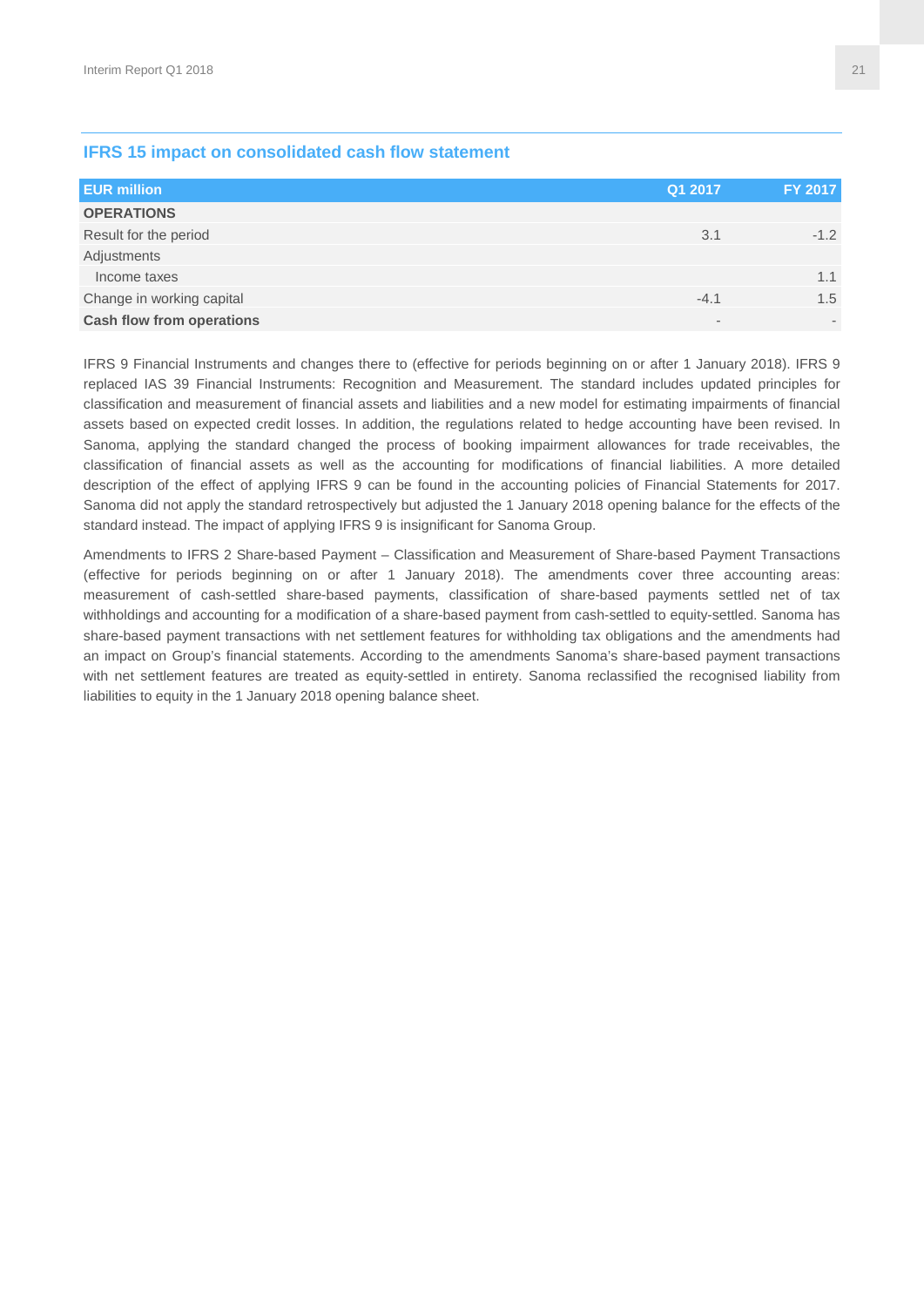### IFRS 15 impact on consolidated cash flow statement

| EUR million | Q1 2017 | FY 2017 |
|---|---|---|
| **OPERATIONS** | | |
| Result for the period | 3.1 | -1.2 |
| Adjustments | | |
| Income taxes | | 1.1 |
| Change in working capital | -4.1 | 1.5 |
| **Cash flow from operations** | - | - |

IFRS 9 Financial Instruments and changes there to (effective for periods beginning on or after 1 January 2018). IFRS 9 replaced IAS 39 Financial Instruments: Recognition and Measurement. The standard includes updated principles for classification and measurement of financial assets and liabilities and a new model for estimating impairments of financial assets based on expected credit losses. In addition, the regulations related to hedge accounting have been revised. In Sanoma, applying the standard changed the process of booking impairment allowances for trade receivables, the classification of financial assets as well as the accounting for modifications of financial liabilities. A more detailed description of the effect of applying IFRS 9 can be found in the accounting policies of Financial Statements for 2017. Sanoma did not apply the standard retrospectively but adjusted the 1 January 2018 opening balance for the effects of the standard instead. The impact of applying IFRS 9 is insignificant for Sanoma Group.

Amendments to IFRS 2 Share-based Payment – Classification and Measurement of Share-based Payment Transactions (effective for periods beginning on or after 1 January 2018). The amendments cover three accounting areas: measurement of cash-settled share-based payments, classification of share-based payments settled net of tax withholdings and accounting for a modification of a share-based payment from cash-settled to equity-settled. Sanoma has share-based payment transactions with net settlement features for withholding tax obligations and the amendments had an impact on Group's financial statements. According to the amendments Sanoma's share-based payment transactions with net settlement features are treated as equity-settled in entirety. Sanoma reclassified the recognised liability from liabilities to equity in the 1 January 2018 opening balance sheet.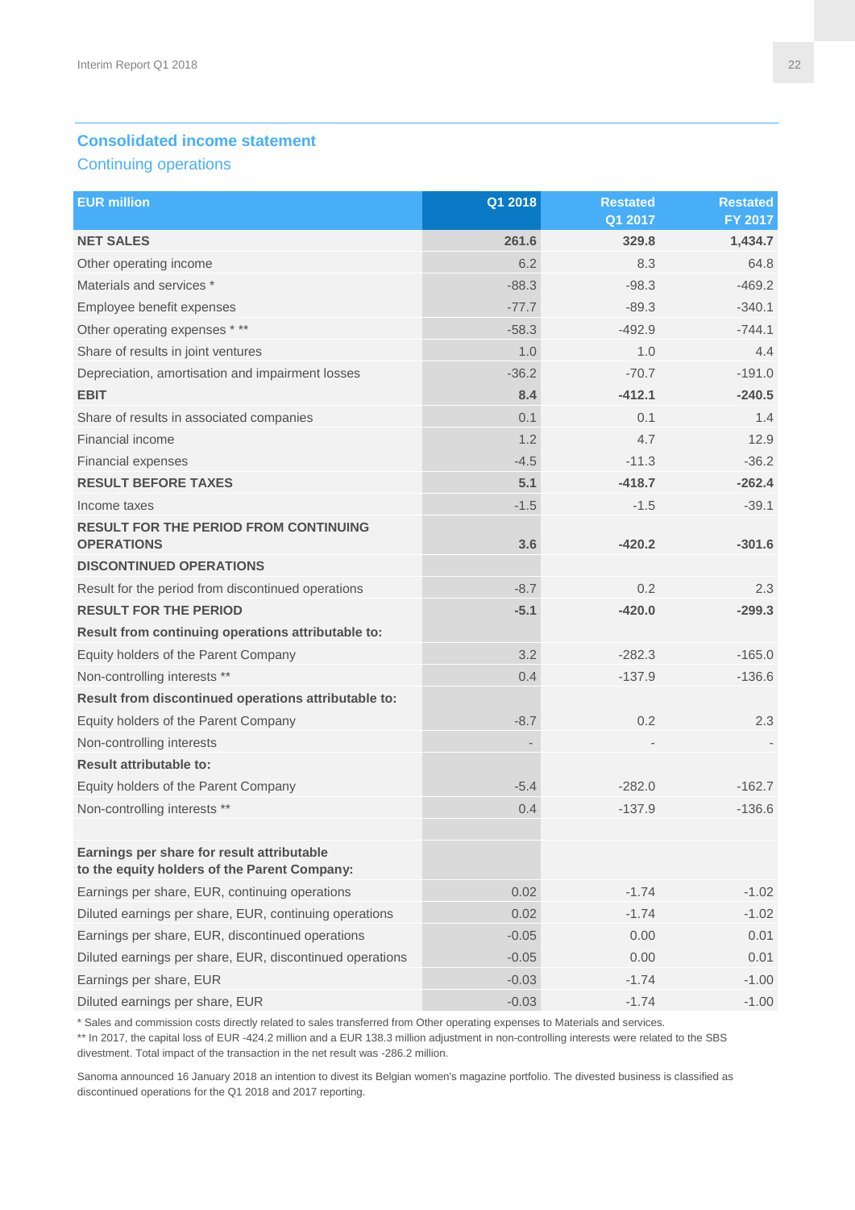## Consolidated income statement

### Continuing operations

| EUR million | Q1 2018 | Restated Q1 2017 | Restated FY 2017 |
|---|---|---|---|
| **NET SALES** | **261.6** | **329.8** | **1,434.7** |
| Other operating income | 6.2 | 8.3 | 64.8 |
| Materials and services * | -88.3 | -98.3 | -469.2 |
| Employee benefit expenses | -77.7 | -89.3 | -340.1 |
| Other operating expenses * ** | -58.3 | -492.9 | -744.1 |
| Share of results in joint ventures | 1.0 | 1.0 | 4.4 |
| Depreciation, amortisation and impairment losses | -36.2 | -70.7 | -191.0 |
| **EBIT** | **8.4** | **-412.1** | **-240.5** |
| Share of results in associated companies | 0.1 | 0.1 | 1.4 |
| Financial income | 1.2 | 4.7 | 12.9 |
| Financial expenses | -4.5 | -11.3 | -36.2 |
| **RESULT BEFORE TAXES** | **5.1** | **-418.7** | **-262.4** |
| Income taxes | -1.5 | -1.5 | -39.1 |
| **RESULT FOR THE PERIOD FROM CONTINUING OPERATIONS** | **3.6** | **-420.2** | **-301.6** |
| **DISCONTINUED OPERATIONS** | | | |
| Result for the period from discontinued operations | -8.7 | 0.2 | 2.3 |
| **RESULT FOR THE PERIOD** | **-5.1** | **-420.0** | **-299.3** |
| **Result from continuing operations attributable to:** | | | |
| Equity holders of the Parent Company | 3.2 | -282.3 | -165.0 |
| Non-controlling interests ** | 0.4 | -137.9 | -136.6 |
| **Result from discontinued operations attributable to:** | | | |
| Equity holders of the Parent Company | -8.7 | 0.2 | 2.3 |
| Non-controlling interests | - | - | - |
| **Result attributable to:** | | | |
| Equity holders of the Parent Company | -5.4 | -282.0 | -162.7 |
| Non-controlling interests ** | 0.4 | -137.9 | -136.6 |
| | | | |
| **Earnings per share for result attributable to the equity holders of the Parent Company:** | | | |
| Earnings per share, EUR, continuing operations | 0.02 | -1.74 | -1.02 |
| Diluted earnings per share, EUR, continuing operations | 0.02 | -1.74 | -1.02 |
| Earnings per share, EUR, discontinued operations | -0.05 | 0.00 | 0.01 |
| Diluted earnings per share, EUR, discontinued operations | -0.05 | 0.00 | 0.01 |
| Earnings per share, EUR | -0.03 | -1.74 | -1.00 |
| Diluted earnings per share, EUR | -0.03 | -1.74 | -1.00 |

* Sales and commission costs directly related to sales transferred from Other operating expenses to Materials and services.
** In 2017, the capital loss of EUR -424.2 million and a EUR 138.3 million adjustment in non-controlling interests were related to the SBS divestment. Total impact of the transaction in the net result was -286.2 million.

Sanoma announced 16 January 2018 an intention to divest its Belgian women's magazine portfolio. The divested business is classified as discontinued operations for the Q1 2018 and 2017 reporting.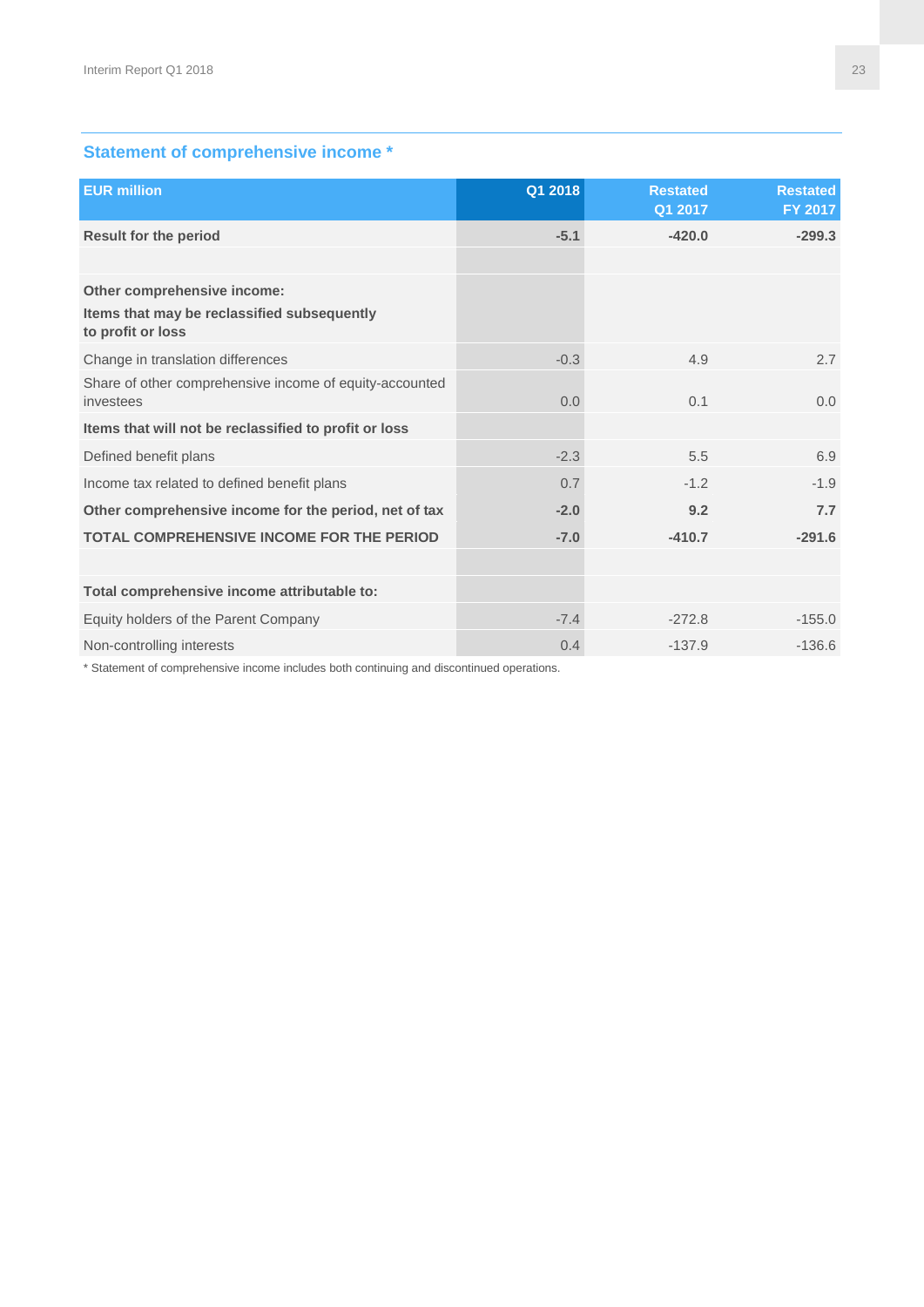## Statement of comprehensive income *

| EUR million | Q1 2018 | Restated Q1 2017 | Restated FY 2017 |
|---|---|---|---|
| **Result for the period** | **-5.1** | **-420.0** | **-299.3** |
| | | | |
| **Other comprehensive income:** **Items that may be reclassified subsequently to profit or loss** | | | |
| Change in translation differences | -0.3 | 4.9 | 2.7 |
| Share of other comprehensive income of equity-accounted investees | 0.0 | 0.1 | 0.0 |
| **Items that will not be reclassified to profit or loss** | | | |
| Defined benefit plans | -2.3 | 5.5 | 6.9 |
| Income tax related to defined benefit plans | 0.7 | -1.2 | -1.9 |
| **Other comprehensive income for the period, net of tax** | **-2.0** | **9.2** | **7.7** |
| **TOTAL COMPREHENSIVE INCOME FOR THE PERIOD** | **-7.0** | **-410.7** | **-291.6** |
| | | | |
| **Total comprehensive income attributable to:** | | | |
| Equity holders of the Parent Company | -7.4 | -272.8 | -155.0 |
| Non-controlling interests | 0.4 | -137.9 | -136.6 |

* Statement of comprehensive income includes both continuing and discontinued operations.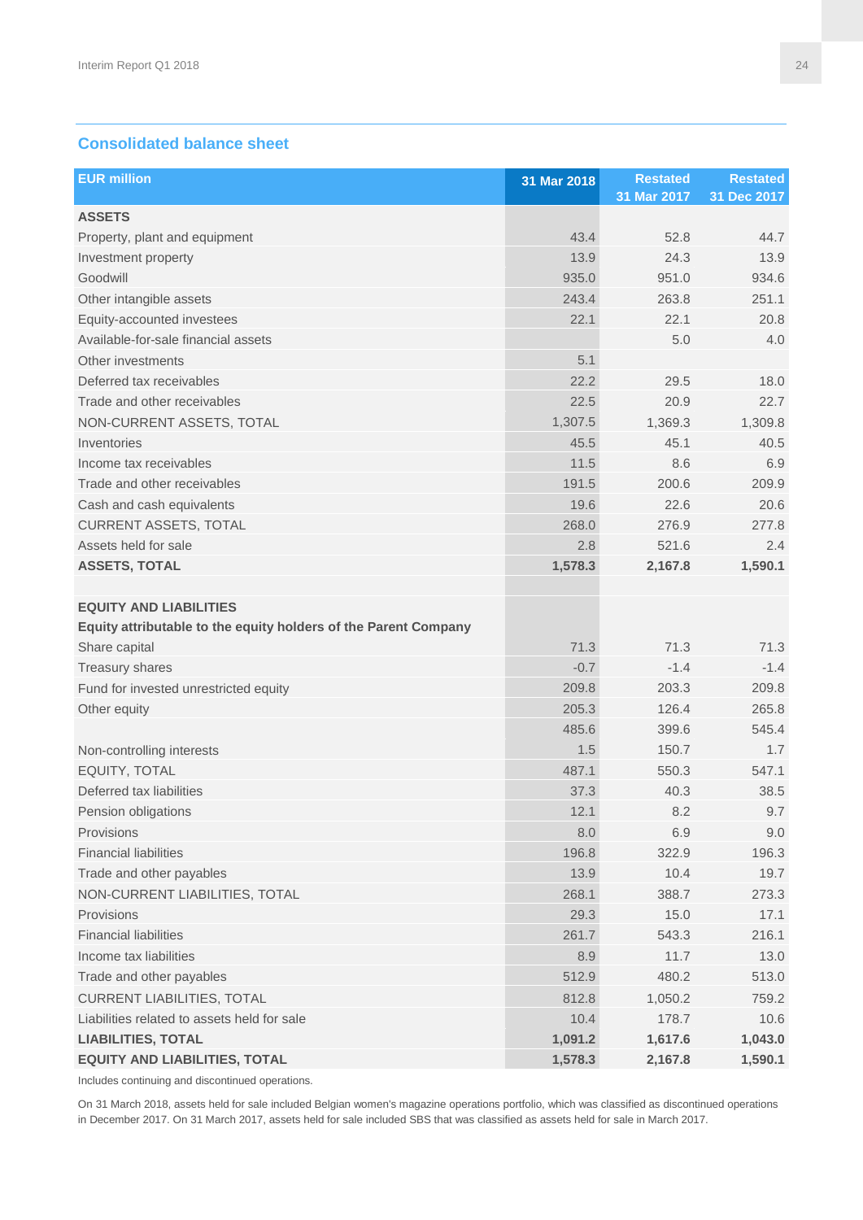## Consolidated balance sheet

| EUR million | 31 Mar 2018 | Restated 31 Mar 2017 | Restated 31 Dec 2017 |
|---|---|---|---|
| **ASSETS** | | | |
| Property, plant and equipment | 43.4 | 52.8 | 44.7 |
| Investment property | 13.9 | 24.3 | 13.9 |
| Goodwill | 935.0 | 951.0 | 934.6 |
| Other intangible assets | 243.4 | 263.8 | 251.1 |
| Equity-accounted investees | 22.1 | 22.1 | 20.8 |
| Available-for-sale financial assets | | 5.0 | 4.0 |
| Other investments | 5.1 | | |
| Deferred tax receivables | 22.2 | 29.5 | 18.0 |
| Trade and other receivables | 22.5 | 20.9 | 22.7 |
| NON-CURRENT ASSETS, TOTAL | 1,307.5 | 1,369.3 | 1,309.8 |
| Inventories | 45.5 | 45.1 | 40.5 |
| Income tax receivables | 11.5 | 8.6 | 6.9 |
| Trade and other receivables | 191.5 | 200.6 | 209.9 |
| Cash and cash equivalents | 19.6 | 22.6 | 20.6 |
| CURRENT ASSETS, TOTAL | 268.0 | 276.9 | 277.8 |
| Assets held for sale | 2.8 | 521.6 | 2.4 |
| **ASSETS, TOTAL** | **1,578.3** | **2,167.8** | **1,590.1** |
| | | | |
| **EQUITY AND LIABILITIES** | | | |
| **Equity attributable to the equity holders of the Parent Company** | | | |
| Share capital | 71.3 | 71.3 | 71.3 |
| Treasury shares | -0.7 | -1.4 | -1.4 |
| Fund for invested unrestricted equity | 209.8 | 203.3 | 209.8 |
| Other equity | 205.3 | 126.4 | 265.8 |
| | 485.6 | 399.6 | 545.4 |
| Non-controlling interests | 1.5 | 150.7 | 1.7 |
| EQUITY, TOTAL | 487.1 | 550.3 | 547.1 |
| Deferred tax liabilities | 37.3 | 40.3 | 38.5 |
| Pension obligations | 12.1 | 8.2 | 9.7 |
| Provisions | 8.0 | 6.9 | 9.0 |
| Financial liabilities | 196.8 | 322.9 | 196.3 |
| Trade and other payables | 13.9 | 10.4 | 19.7 |
| NON-CURRENT LIABILITIES, TOTAL | 268.1 | 388.7 | 273.3 |
| Provisions | 29.3 | 15.0 | 17.1 |
| Financial liabilities | 261.7 | 543.3 | 216.1 |
| Income tax liabilities | 8.9 | 11.7 | 13.0 |
| Trade and other payables | 512.9 | 480.2 | 513.0 |
| CURRENT LIABILITIES, TOTAL | 812.8 | 1,050.2 | 759.2 |
| Liabilities related to assets held for sale | 10.4 | 178.7 | 10.6 |
| **LIABILITIES, TOTAL** | **1,091.2** | **1,617.6** | **1,043.0** |
| **EQUITY AND LIABILITIES, TOTAL** | **1,578.3** | **2,167.8** | **1,590.1** |

Includes continuing and discontinued operations.

On 31 March 2018, assets held for sale included Belgian women's magazine operations portfolio, which was classified as discontinued operations in December 2017. On 31 March 2017, assets held for sale included SBS that was classified as assets held for sale in March 2017.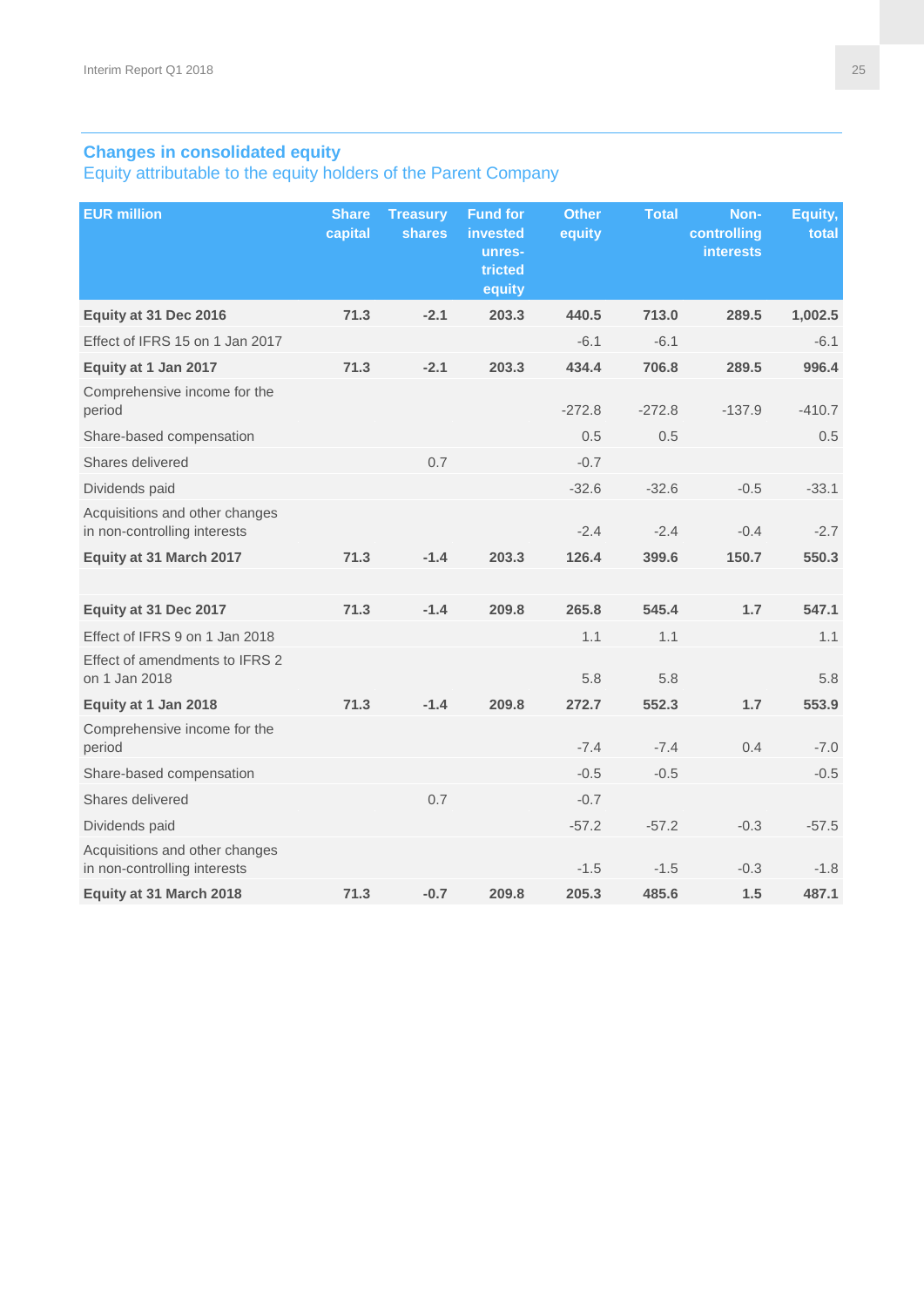## Changes in consolidated equity

### Equity attributable to the equity holders of the Parent Company

| EUR million | Share capital | Treasury shares | Fund for invested unres-tricted equity | Other equity | Total | Non-controlling interests | Equity, total |
|---|---|---|---|---|---|---|---|
| **Equity at 31 Dec 2016** | **71.3** | **-2.1** | **203.3** | **440.5** | **713.0** | **289.5** | **1,002.5** |
| Effect of IFRS 15 on 1 Jan 2017 | | | | -6.1 | -6.1 | | -6.1 |
| **Equity at 1 Jan 2017** | **71.3** | **-2.1** | **203.3** | **434.4** | **706.8** | **289.5** | **996.4** |
| Comprehensive income for the period | | | | -272.8 | -272.8 | -137.9 | -410.7 |
| Share-based compensation | | | | 0.5 | 0.5 | | 0.5 |
| Shares delivered | | 0.7 | | -0.7 | | | |
| Dividends paid | | | | -32.6 | -32.6 | -0.5 | -33.1 |
| Acquisitions and other changes in non-controlling interests | | | | -2.4 | -2.4 | -0.4 | -2.7 |
| **Equity at 31 March 2017** | **71.3** | **-1.4** | **203.3** | **126.4** | **399.6** | **150.7** | **550.3** |
| | | | | | | | |
| **Equity at 31 Dec 2017** | **71.3** | **-1.4** | **209.8** | **265.8** | **545.4** | **1.7** | **547.1** |
| Effect of IFRS 9 on 1 Jan 2018 | | | | 1.1 | 1.1 | | 1.1 |
| Effect of amendments to IFRS 2 on 1 Jan 2018 | | | | 5.8 | 5.8 | | 5.8 |
| **Equity at 1 Jan 2018** | **71.3** | **-1.4** | **209.8** | **272.7** | **552.3** | **1.7** | **553.9** |
| Comprehensive income for the period | | | | -7.4 | -7.4 | 0.4 | -7.0 |
| Share-based compensation | | | | -0.5 | -0.5 | | -0.5 |
| Shares delivered | | 0.7 | | -0.7 | | | |
| Dividends paid | | | | -57.2 | -57.2 | -0.3 | -57.5 |
| Acquisitions and other changes in non-controlling interests | | | | -1.5 | -1.5 | -0.3 | -1.8 |
| **Equity at 31 March 2018** | **71.3** | **-0.7** | **209.8** | **205.3** | **485.6** | **1.5** | **487.1** |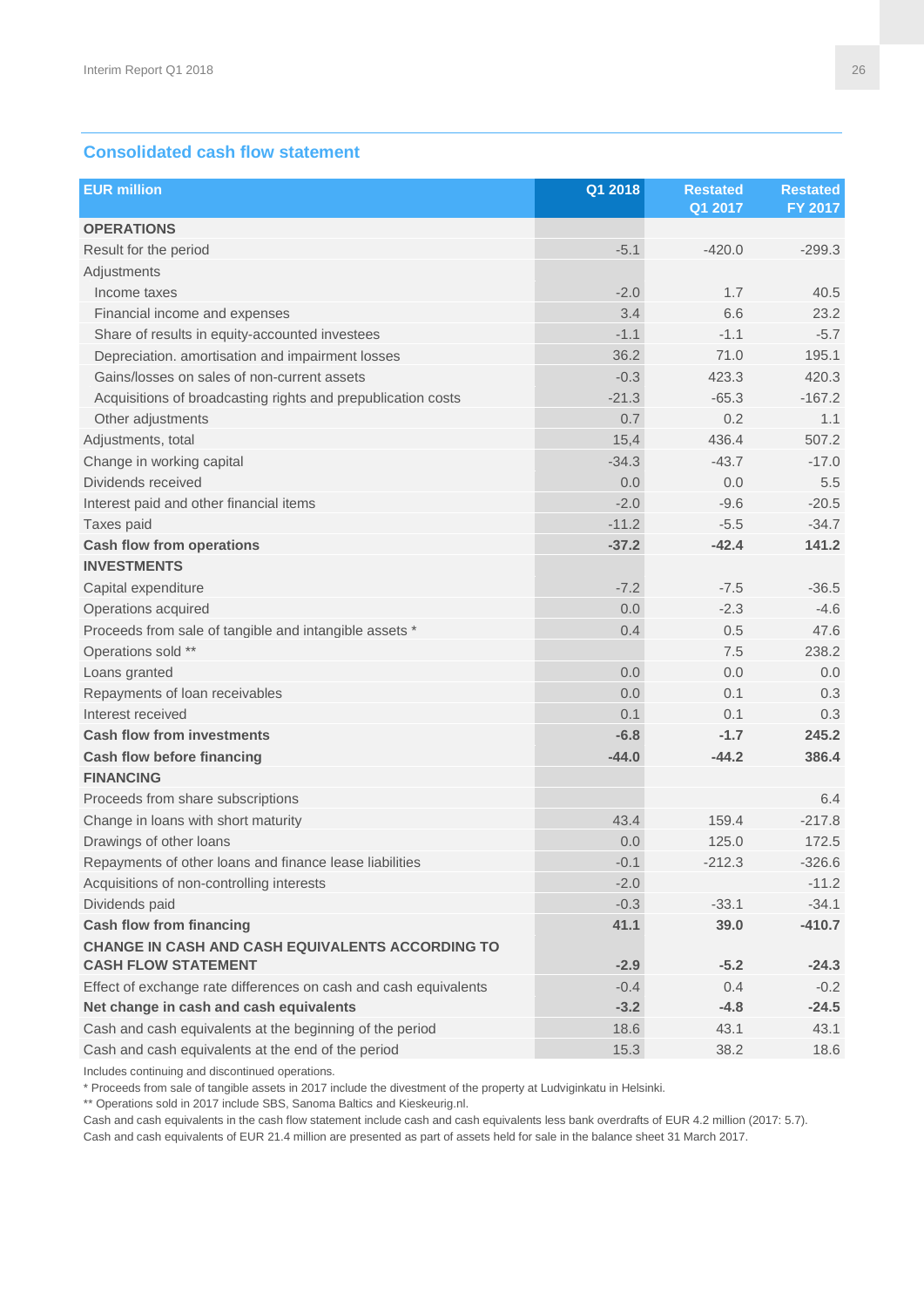## Consolidated cash flow statement

| EUR million | Q1 2018 | Restated Q1 2017 | Restated FY 2017 |
|---|---|---|---|
| **OPERATIONS** | | | |
| Result for the period | -5.1 | -420.0 | -299.3 |
| Adjustments | | | |
| Income taxes | -2.0 | 1.7 | 40.5 |
| Financial income and expenses | 3.4 | 6.6 | 23.2 |
| Share of results in equity-accounted investees | -1.1 | -1.1 | -5.7 |
| Depreciation. amortisation and impairment losses | 36.2 | 71.0 | 195.1 |
| Gains/losses on sales of non-current assets | -0.3 | 423.3 | 420.3 |
| Acquisitions of broadcasting rights and prepublication costs | -21.3 | -65.3 | -167.2 |
| Other adjustments | 0.7 | 0.2 | 1.1 |
| Adjustments, total | 15,4 | 436.4 | 507.2 |
| Change in working capital | -34.3 | -43.7 | -17.0 |
| Dividends received | 0.0 | 0.0 | 5.5 |
| Interest paid and other financial items | -2.0 | -9.6 | -20.5 |
| Taxes paid | -11.2 | -5.5 | -34.7 |
| **Cash flow from operations** | **-37.2** | **-42.4** | **141.2** |
| **INVESTMENTS** | | | |
| Capital expenditure | -7.2 | -7.5 | -36.5 |
| Operations acquired | 0.0 | -2.3 | -4.6 |
| Proceeds from sale of tangible and intangible assets * | 0.4 | 0.5 | 47.6 |
| Operations sold ** | | 7.5 | 238.2 |
| Loans granted | 0.0 | 0.0 | 0.0 |
| Repayments of loan receivables | 0.0 | 0.1 | 0.3 |
| Interest received | 0.1 | 0.1 | 0.3 |
| **Cash flow from investments** | **-6.8** | **-1.7** | **245.2** |
| **Cash flow before financing** | **-44.0** | **-44.2** | **386.4** |
| **FINANCING** | | | |
| Proceeds from share subscriptions | | | 6.4 |
| Change in loans with short maturity | 43.4 | 159.4 | -217.8 |
| Drawings of other loans | 0.0 | 125.0 | 172.5 |
| Repayments of other loans and finance lease liabilities | -0.1 | -212.3 | -326.6 |
| Acquisitions of non-controlling interests | -2.0 | | -11.2 |
| Dividends paid | -0.3 | -33.1 | -34.1 |
| **Cash flow from financing** | **41.1** | **39.0** | **-410.7** |
| **CHANGE IN CASH AND CASH EQUIVALENTS ACCORDING TO CASH FLOW STATEMENT** | **-2.9** | **-5.2** | **-24.3** |
| Effect of exchange rate differences on cash and cash equivalents | -0.4 | 0.4 | -0.2 |
| **Net change in cash and cash equivalents** | **-3.2** | **-4.8** | **-24.5** |
| Cash and cash equivalents at the beginning of the period | 18.6 | 43.1 | 43.1 |
| Cash and cash equivalents at the end of the period | 15.3 | 38.2 | 18.6 |

Includes continuing and discontinued operations.

* Proceeds from sale of tangible assets in 2017 include the divestment of the property at Ludviginkatu in Helsinki.

** Operations sold in 2017 include SBS, Sanoma Baltics and Kieskeurig.nl.

Cash and cash equivalents in the cash flow statement include cash and cash equivalents less bank overdrafts of EUR 4.2 million (2017: 5.7).

Cash and cash equivalents of EUR 21.4 million are presented as part of assets held for sale in the balance sheet 31 March 2017.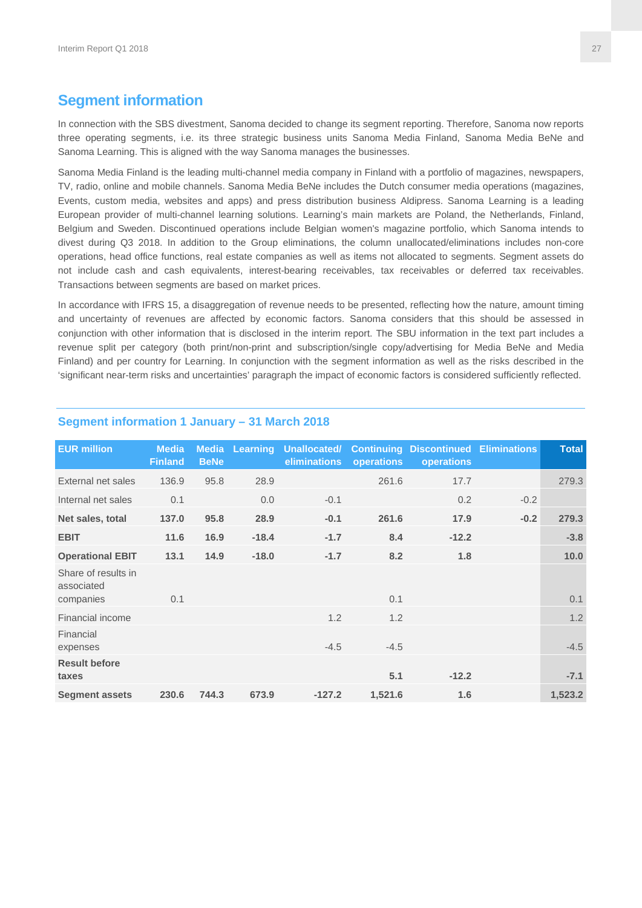## Segment information

In connection with the SBS divestment, Sanoma decided to change its segment reporting. Therefore, Sanoma now reports three operating segments, i.e. its three strategic business units Sanoma Media Finland, Sanoma Media BeNe and Sanoma Learning. This is aligned with the way Sanoma manages the businesses.

Sanoma Media Finland is the leading multi-channel media company in Finland with a portfolio of magazines, newspapers, TV, radio, online and mobile channels. Sanoma Media BeNe includes the Dutch consumer media operations (magazines, Events, custom media, websites and apps) and press distribution business Aldipress. Sanoma Learning is a leading European provider of multi-channel learning solutions. Learning's main markets are Poland, the Netherlands, Finland, Belgium and Sweden. Discontinued operations include Belgian women's magazine portfolio, which Sanoma intends to divest during Q3 2018. In addition to the Group eliminations, the column unallocated/eliminations includes non-core operations, head office functions, real estate companies as well as items not allocated to segments. Segment assets do not include cash and cash equivalents, interest-bearing receivables, tax receivables or deferred tax receivables. Transactions between segments are based on market prices.

In accordance with IFRS 15, a disaggregation of revenue needs to be presented, reflecting how the nature, amount timing and uncertainty of revenues are affected by economic factors. Sanoma considers that this should be assessed in conjunction with other information that is disclosed in the interim report. The SBU information in the text part includes a revenue split per category (both print/non-print and subscription/single copy/advertising for Media BeNe and Media Finland) and per country for Learning. In conjunction with the segment information as well as the risks described in the 'significant near-term risks and uncertainties' paragraph the impact of economic factors is considered sufficiently reflected.

### Segment information 1 January – 31 March 2018

| EUR million | Media Finland | Media BeNe | Learning | Unallocated/ eliminations | Continuing operations | Discontinued operations | Eliminations | Total |
|---|---|---|---|---|---|---|---|---|
| External net sales | 136.9 | 95.8 | 28.9 | | 261.6 | 17.7 | | 279.3 |
| Internal net sales | 0.1 | | 0.0 | -0.1 | | 0.2 | -0.2 | |
| **Net sales, total** | **137.0** | **95.8** | **28.9** | **-0.1** | **261.6** | **17.9** | **-0.2** | **279.3** |
| **EBIT** | **11.6** | **16.9** | **-18.4** | **-1.7** | **8.4** | **-12.2** | | **-3.8** |
| **Operational EBIT** | **13.1** | **14.9** | **-18.0** | **-1.7** | **8.2** | **1.8** | | **10.0** |
| Share of results in associated companies | 0.1 | | | | 0.1 | | | 0.1 |
| Financial income | | | | 1.2 | 1.2 | | | 1.2 |
| Financial expenses | | | | -4.5 | -4.5 | | | -4.5 |
| **Result before taxes** | | | | | **5.1** | **-12.2** | | **-7.1** |
| **Segment assets** | **230.6** | **744.3** | **673.9** | **-127.2** | **1,521.6** | **1.6** | | **1,523.2** |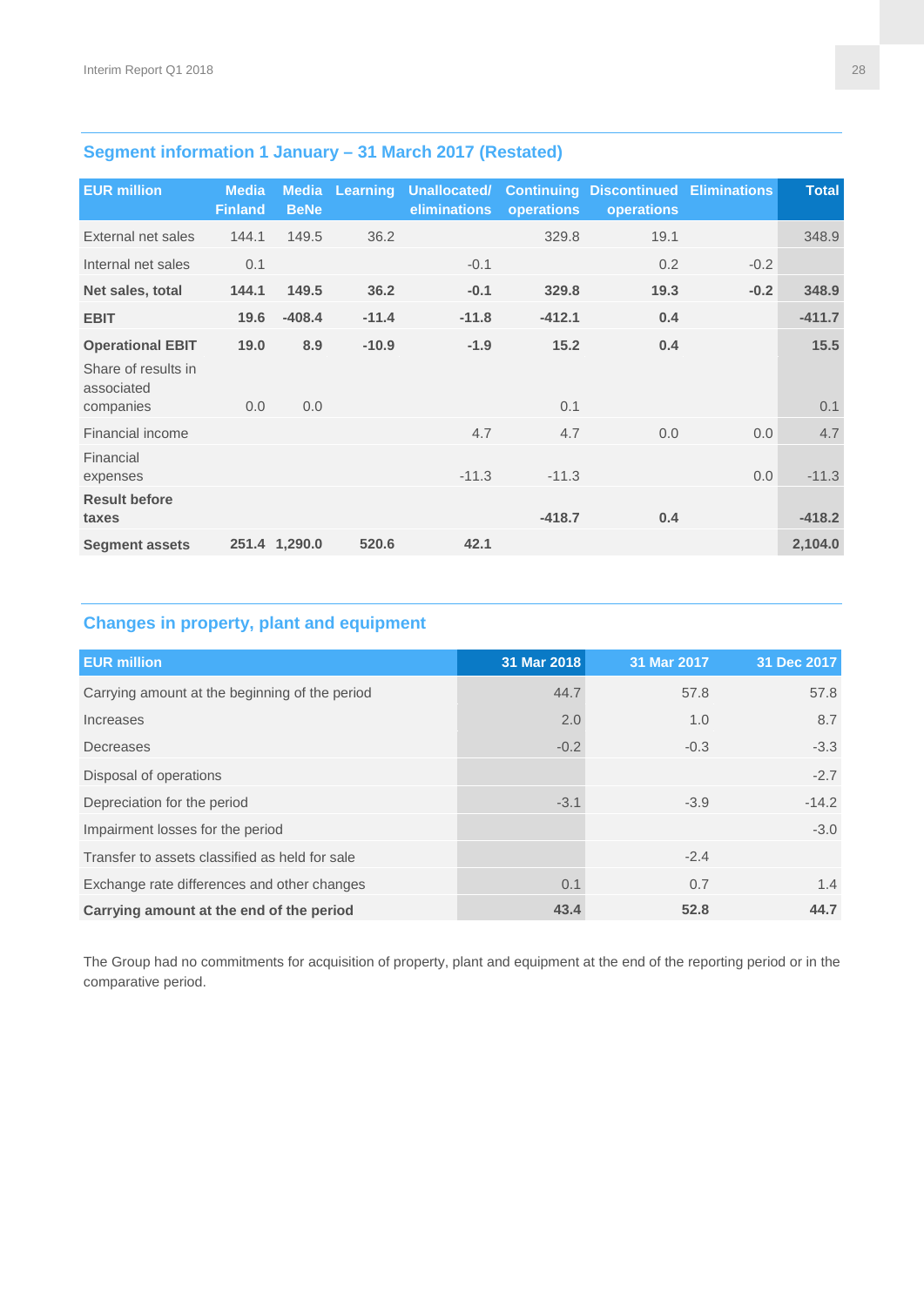## Segment information 1 January – 31 March 2017 (Restated)

| EUR million | Media Finland | Media BeNe | Learning | Unallocated/ eliminations | Continuing operations | Discontinued operations | Eliminations | Total |
|---|---|---|---|---|---|---|---|---|
| External net sales | 144.1 | 149.5 | 36.2 | | 329.8 | 19.1 | | 348.9 |
| Internal net sales | 0.1 | | | -0.1 | | 0.2 | -0.2 | |
| **Net sales, total** | **144.1** | **149.5** | **36.2** | **-0.1** | **329.8** | **19.3** | **-0.2** | **348.9** |
| **EBIT** | **19.6** | **-408.4** | **-11.4** | **-11.8** | **-412.1** | **0.4** | | **-411.7** |
| **Operational EBIT** | **19.0** | **8.9** | **-10.9** | **-1.9** | **15.2** | **0.4** | | **15.5** |
| Share of results in associated companies | 0.0 | 0.0 | | | 0.1 | | | 0.1 |
| Financial income | | | | 4.7 | 4.7 | 0.0 | 0.0 | 4.7 |
| Financial expenses | | | | -11.3 | -11.3 | | 0.0 | -11.3 |
| **Result before taxes** | | | | | **-418.7** | **0.4** | | **-418.2** |
| **Segment assets** | **251.4** | **1,290.0** | **520.6** | **42.1** | | | | **2,104.0** |

## Changes in property, plant and equipment

| EUR million | 31 Mar 2018 | 31 Mar 2017 | 31 Dec 2017 |
|---|---|---|---|
| Carrying amount at the beginning of the period | 44.7 | 57.8 | 57.8 |
| Increases | 2.0 | 1.0 | 8.7 |
| Decreases | -0.2 | -0.3 | -3.3 |
| Disposal of operations | | | -2.7 |
| Depreciation for the period | -3.1 | -3.9 | -14.2 |
| Impairment losses for the period | | | -3.0 |
| Transfer to assets classified as held for sale | | -2.4 | |
| Exchange rate differences and other changes | 0.1 | 0.7 | 1.4 |
| **Carrying amount at the end of the period** | **43.4** | **52.8** | **44.7** |

The Group had no commitments for acquisition of property, plant and equipment at the end of the reporting period or in the comparative period.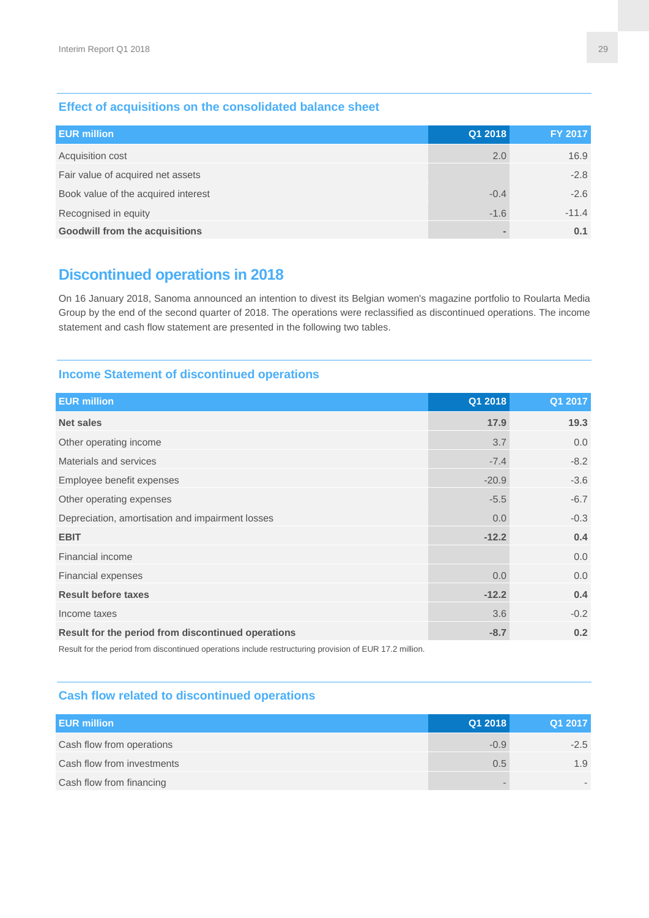## Effect of acquisitions on the consolidated balance sheet

| EUR million | Q1 2018 | FY 2017 |
|---|---|---|
| Acquisition cost | 2.0 | 16.9 |
| Fair value of acquired net assets | | -2.8 |
| Book value of the acquired interest | -0.4 | -2.6 |
| Recognised in equity | -1.6 | -11.4 |
| **Goodwill from the acquisitions** | **-** | **0.1** |

# Discontinued operations in 2018

On 16 January 2018, Sanoma announced an intention to divest its Belgian women's magazine portfolio to Roularta Media Group by the end of the second quarter of 2018. The operations were reclassified as discontinued operations. The income statement and cash flow statement are presented in the following two tables.

## Income Statement of discontinued operations

| EUR million | Q1 2018 | Q1 2017 |
|---|---|---|
| **Net sales** | **17.9** | **19.3** |
| Other operating income | 3.7 | 0.0 |
| Materials and services | -7.4 | -8.2 |
| Employee benefit expenses | -20.9 | -3.6 |
| Other operating expenses | -5.5 | -6.7 |
| Depreciation, amortisation and impairment losses | 0.0 | -0.3 |
| **EBIT** | **-12.2** | **0.4** |
| Financial income | | 0.0 |
| Financial expenses | 0.0 | 0.0 |
| **Result before taxes** | **-12.2** | **0.4** |
| Income taxes | 3.6 | -0.2 |
| **Result for the period from discontinued operations** | **-8.7** | **0.2** |

Result for the period from discontinued operations include restructuring provision of EUR 17.2 million.

## Cash flow related to discontinued operations

| EUR million | Q1 2018 | Q1 2017 |
|---|---|---|
| Cash flow from operations | -0.9 | -2.5 |
| Cash flow from investments | 0.5 | 1.9 |
| Cash flow from financing | - | - |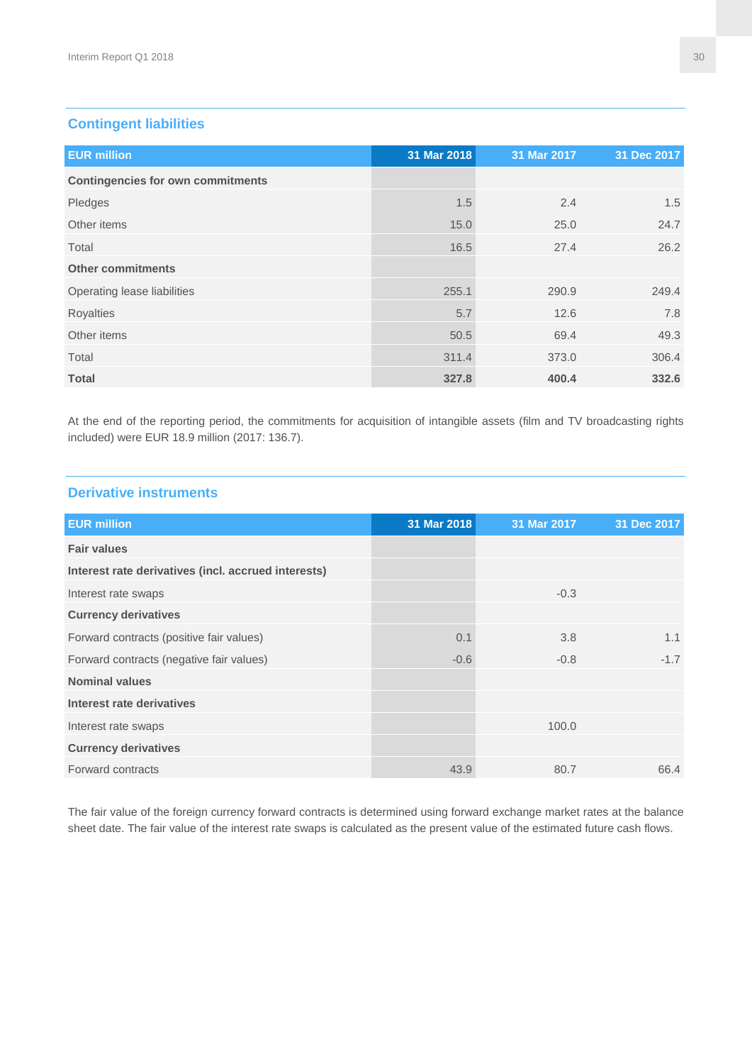## Contingent liabilities

| EUR million | 31 Mar 2018 | 31 Mar 2017 | 31 Dec 2017 |
|---|---|---|---|
| **Contingencies for own commitments** | | | |
| Pledges | 1.5 | 2.4 | 1.5 |
| Other items | 15.0 | 25.0 | 24.7 |
| Total | 16.5 | 27.4 | 26.2 |
| **Other commitments** | | | |
| Operating lease liabilities | 255.1 | 290.9 | 249.4 |
| Royalties | 5.7 | 12.6 | 7.8 |
| Other items | 50.5 | 69.4 | 49.3 |
| Total | 311.4 | 373.0 | 306.4 |
| **Total** | **327.8** | **400.4** | **332.6** |

At the end of the reporting period, the commitments for acquisition of intangible assets (film and TV broadcasting rights included) were EUR 18.9 million (2017: 136.7).

## Derivative instruments

| EUR million | 31 Mar 2018 | 31 Mar 2017 | 31 Dec 2017 |
|---|---|---|---|
| **Fair values** | | | |
| **Interest rate derivatives (incl. accrued interests)** | | | |
| Interest rate swaps | | -0.3 | |
| **Currency derivatives** | | | |
| Forward contracts (positive fair values) | 0.1 | 3.8 | 1.1 |
| Forward contracts (negative fair values) | -0.6 | -0.8 | -1.7 |
| **Nominal values** | | | |
| **Interest rate derivatives** | | | |
| Interest rate swaps | | 100.0 | |
| **Currency derivatives** | | | |
| Forward contracts | 43.9 | 80.7 | 66.4 |

The fair value of the foreign currency forward contracts is determined using forward exchange market rates at the balance sheet date. The fair value of the interest rate swaps is calculated as the present value of the estimated future cash flows.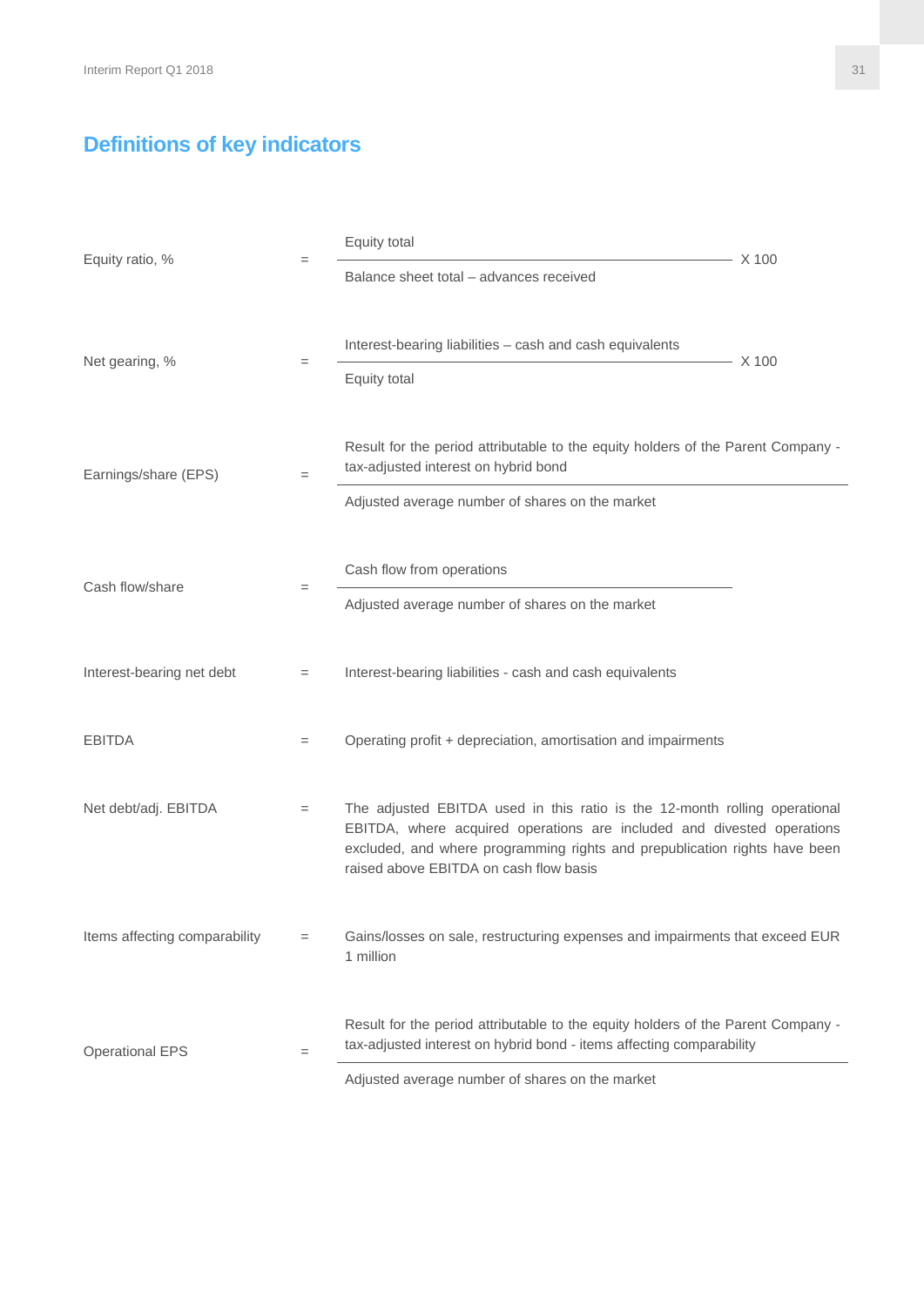## Definitions of key indicators

| | | |
|---|---|---|
| Equity ratio, % | = | Equity total / (Balance sheet total – advances received) X 100 |
| Net gearing, % | = | (Interest-bearing liabilities – cash and cash equivalents) / Equity total X 100 |
| Earnings/share (EPS) | = | (Result for the period attributable to the equity holders of the Parent Company - tax-adjusted interest on hybrid bond) / Adjusted average number of shares on the market |
| Cash flow/share | = | Cash flow from operations / Adjusted average number of shares on the market |
| Interest-bearing net debt | = | Interest-bearing liabilities - cash and cash equivalents |
| EBITDA | = | Operating profit + depreciation, amortisation and impairments |
| Net debt/adj. EBITDA | = | The adjusted EBITDA used in this ratio is the 12-month rolling operational EBITDA, where acquired operations are included and divested operations excluded, and where programming rights and prepublication rights have been raised above EBITDA on cash flow basis |
| Items affecting comparability | = | Gains/losses on sale, restructuring expenses and impairments that exceed EUR 1 million |
| Operational EPS | = | (Result for the period attributable to the equity holders of the Parent Company - tax-adjusted interest on hybrid bond - items affecting comparability) / Adjusted average number of shares on the market |